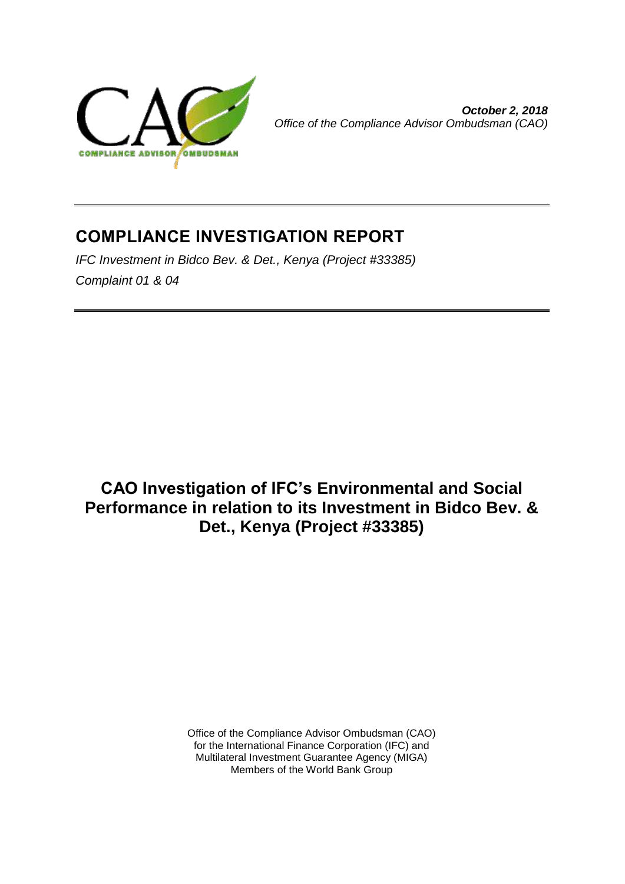***October 2, 2018***
*Office of the Compliance Advisor Ombudsman (CAO)*

# COMPLIANCE INVESTIGATION REPORT

*IFC Investment in Bidco Bev. & Det., Kenya (Project #33385)*

*Complaint 01 & 04*

## CAO Investigation of IFC's Environmental and Social Performance in relation to its Investment in Bidco Bev. & Det., Kenya (Project #33385)

Office of the Compliance Advisor Ombudsman (CAO)
for the International Finance Corporation (IFC) and
Multilateral Investment Guarantee Agency (MIGA)
Members of the World Bank Group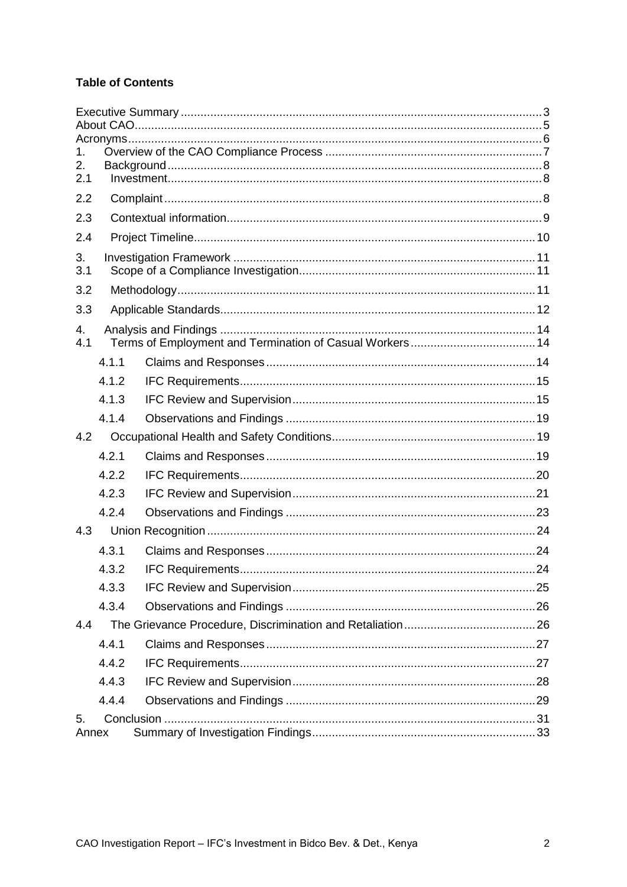**Table of Contents**

Executive Summary ........................................................................................................ 3
About CAO...................................................................................................................... 5
Acronyms........................................................................................................................ 6
1. Overview of the CAO Compliance Process ................................................................ 7
2. Background ................................................................................................................ 8
2.1 Investment................................................................................................................ 8
2.2 Complaint ................................................................................................................. 8
2.3 Contextual information.............................................................................................. 9
2.4 Project Timeline...................................................................................................... 10
3. Investigation Framework .......................................................................................... 11
3.1 Scope of a Compliance Investigation...................................................................... 11
3.2 Methodology........................................................................................................... 11
3.3 Applicable Standards.............................................................................................. 12
4. Analysis and Findings .............................................................................................. 14
4.1 Terms of Employment and Termination of Casual Workers..................................... 14
4.1.1 Claims and Responses ........................................................................................ 14
4.1.2 IFC Requirements................................................................................................ 15
4.1.3 IFC Review and Supervision................................................................................. 15
4.1.4 Observations and Findings ................................................................................... 19
4.2 Occupational Health and Safety Conditions............................................................ 19
4.2.1 Claims and Responses ........................................................................................ 19
4.2.2 IFC Requirements................................................................................................ 20
4.2.3 IFC Review and Supervision................................................................................. 21
4.2.4 Observations and Findings ................................................................................... 23
4.3 Union Recognition .................................................................................................. 24
4.3.1 Claims and Responses ........................................................................................ 24
4.3.2 IFC Requirements................................................................................................ 24
4.3.3 IFC Review and Supervision................................................................................. 25
4.3.4 Observations and Findings ................................................................................... 26
4.4 The Grievance Procedure, Discrimination and Retaliation....................................... 26
4.4.1 Claims and Responses ........................................................................................ 27
4.4.2 IFC Requirements................................................................................................ 27
4.4.3 IFC Review and Supervision................................................................................. 28
4.4.4 Observations and Findings ................................................................................... 29
5. Conclusion ............................................................................................................... 31
Annex Summary of Investigation Findings................................................................... 33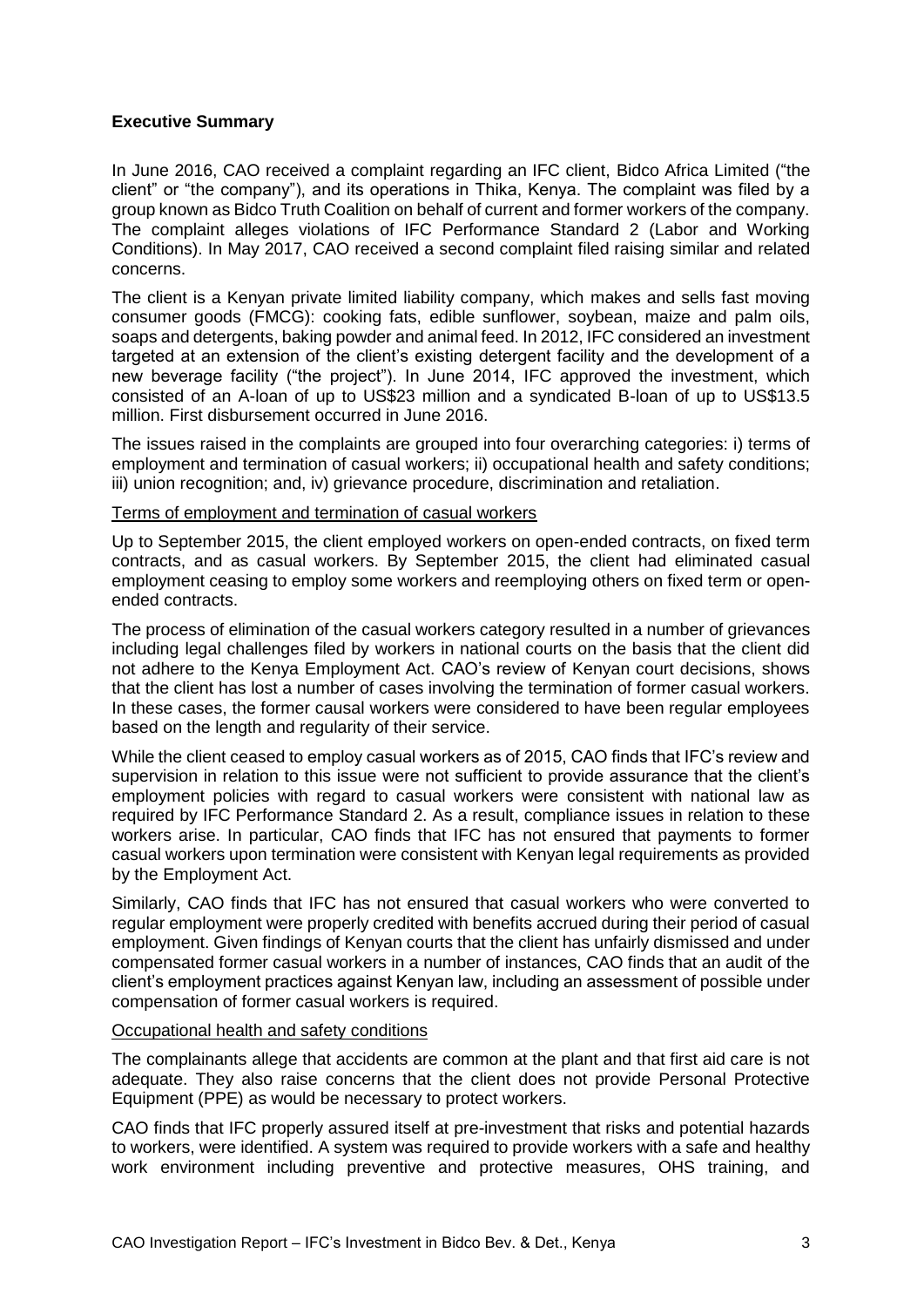**Executive Summary**

In June 2016, CAO received a complaint regarding an IFC client, Bidco Africa Limited ("the client" or "the company"), and its operations in Thika, Kenya. The complaint was filed by a group known as Bidco Truth Coalition on behalf of current and former workers of the company. The complaint alleges violations of IFC Performance Standard 2 (Labor and Working Conditions). In May 2017, CAO received a second complaint filed raising similar and related concerns.

The client is a Kenyan private limited liability company, which makes and sells fast moving consumer goods (FMCG): cooking fats, edible sunflower, soybean, maize and palm oils, soaps and detergents, baking powder and animal feed. In 2012, IFC considered an investment targeted at an extension of the client's existing detergent facility and the development of a new beverage facility ("the project"). In June 2014, IFC approved the investment, which consisted of an A-loan of up to US$23 million and a syndicated B-loan of up to US$13.5 million. First disbursement occurred in June 2016.

The issues raised in the complaints are grouped into four overarching categories: i) terms of employment and termination of casual workers; ii) occupational health and safety conditions; iii) union recognition; and, iv) grievance procedure, discrimination and retaliation.

Terms of employment and termination of casual workers

Up to September 2015, the client employed workers on open-ended contracts, on fixed term contracts, and as casual workers. By September 2015, the client had eliminated casual employment ceasing to employ some workers and reemploying others on fixed term or open-ended contracts.

The process of elimination of the casual workers category resulted in a number of grievances including legal challenges filed by workers in national courts on the basis that the client did not adhere to the Kenya Employment Act. CAO's review of Kenyan court decisions, shows that the client has lost a number of cases involving the termination of former casual workers. In these cases, the former causal workers were considered to have been regular employees based on the length and regularity of their service.

While the client ceased to employ casual workers as of 2015, CAO finds that IFC's review and supervision in relation to this issue were not sufficient to provide assurance that the client's employment policies with regard to casual workers were consistent with national law as required by IFC Performance Standard 2. As a result, compliance issues in relation to these workers arise. In particular, CAO finds that IFC has not ensured that payments to former casual workers upon termination were consistent with Kenyan legal requirements as provided by the Employment Act.

Similarly, CAO finds that IFC has not ensured that casual workers who were converted to regular employment were properly credited with benefits accrued during their period of casual employment. Given findings of Kenyan courts that the client has unfairly dismissed and under compensated former casual workers in a number of instances, CAO finds that an audit of the client's employment practices against Kenyan law, including an assessment of possible under compensation of former casual workers is required.

Occupational health and safety conditions

The complainants allege that accidents are common at the plant and that first aid care is not adequate. They also raise concerns that the client does not provide Personal Protective Equipment (PPE) as would be necessary to protect workers.

CAO finds that IFC properly assured itself at pre-investment that risks and potential hazards to workers, were identified. A system was required to provide workers with a safe and healthy work environment including preventive and protective measures, OHS training, and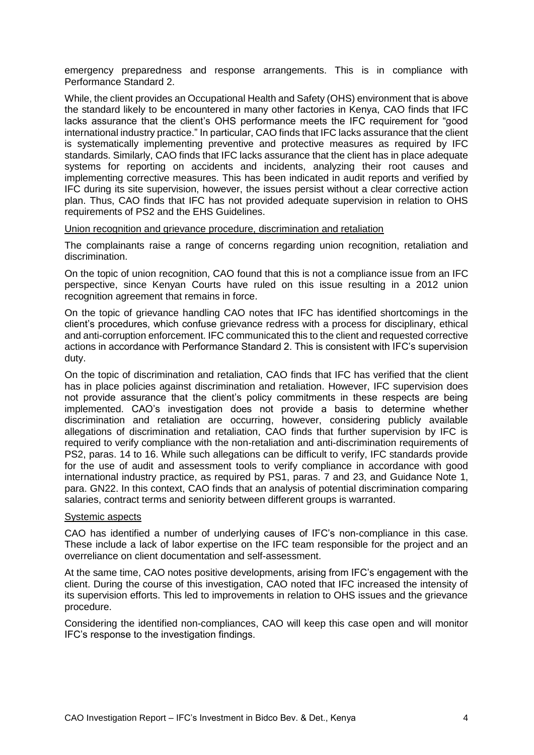emergency preparedness and response arrangements. This is in compliance with Performance Standard 2.

While, the client provides an Occupational Health and Safety (OHS) environment that is above the standard likely to be encountered in many other factories in Kenya, CAO finds that IFC lacks assurance that the client's OHS performance meets the IFC requirement for "good international industry practice." In particular, CAO finds that IFC lacks assurance that the client is systematically implementing preventive and protective measures as required by IFC standards. Similarly, CAO finds that IFC lacks assurance that the client has in place adequate systems for reporting on accidents and incidents, analyzing their root causes and implementing corrective measures. This has been indicated in audit reports and verified by IFC during its site supervision, however, the issues persist without a clear corrective action plan. Thus, CAO finds that IFC has not provided adequate supervision in relation to OHS requirements of PS2 and the EHS Guidelines.

Union recognition and grievance procedure, discrimination and retaliation

The complainants raise a range of concerns regarding union recognition, retaliation and discrimination.

On the topic of union recognition, CAO found that this is not a compliance issue from an IFC perspective, since Kenyan Courts have ruled on this issue resulting in a 2012 union recognition agreement that remains in force.

On the topic of grievance handling CAO notes that IFC has identified shortcomings in the client's procedures, which confuse grievance redress with a process for disciplinary, ethical and anti-corruption enforcement. IFC communicated this to the client and requested corrective actions in accordance with Performance Standard 2. This is consistent with IFC's supervision duty.

On the topic of discrimination and retaliation, CAO finds that IFC has verified that the client has in place policies against discrimination and retaliation. However, IFC supervision does not provide assurance that the client's policy commitments in these respects are being implemented. CAO's investigation does not provide a basis to determine whether discrimination and retaliation are occurring, however, considering publicly available allegations of discrimination and retaliation, CAO finds that further supervision by IFC is required to verify compliance with the non-retaliation and anti-discrimination requirements of PS2, paras. 14 to 16. While such allegations can be difficult to verify, IFC standards provide for the use of audit and assessment tools to verify compliance in accordance with good international industry practice, as required by PS1, paras. 7 and 23, and Guidance Note 1, para. GN22. In this context, CAO finds that an analysis of potential discrimination comparing salaries, contract terms and seniority between different groups is warranted.

Systemic aspects

CAO has identified a number of underlying causes of IFC's non-compliance in this case. These include a lack of labor expertise on the IFC team responsible for the project and an overreliance on client documentation and self-assessment.

At the same time, CAO notes positive developments, arising from IFC's engagement with the client. During the course of this investigation, CAO noted that IFC increased the intensity of its supervision efforts. This led to improvements in relation to OHS issues and the grievance procedure.

Considering the identified non-compliances, CAO will keep this case open and will monitor IFC's response to the investigation findings.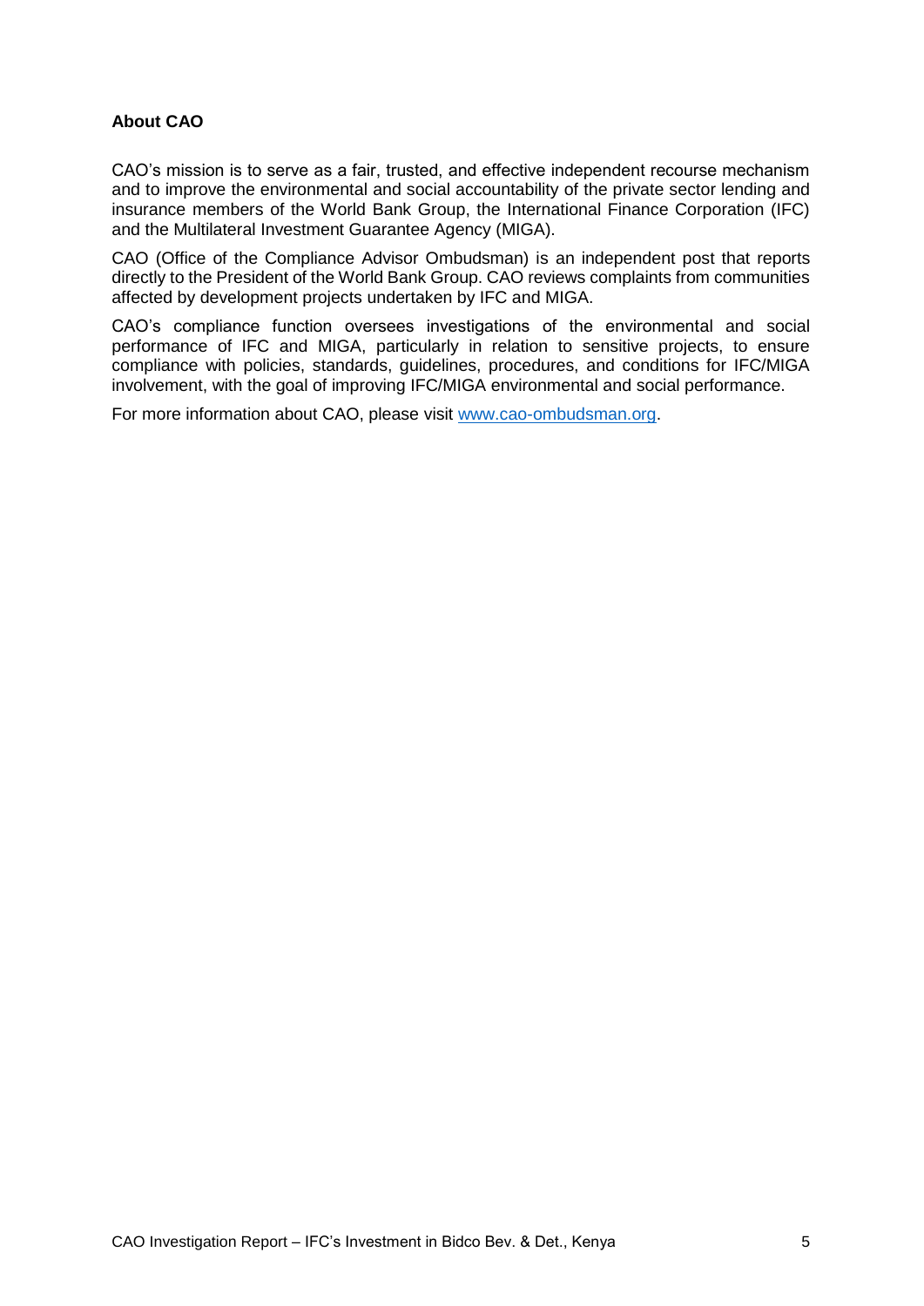**About CAO**

CAO's mission is to serve as a fair, trusted, and effective independent recourse mechanism and to improve the environmental and social accountability of the private sector lending and insurance members of the World Bank Group, the International Finance Corporation (IFC) and the Multilateral Investment Guarantee Agency (MIGA).

CAO (Office of the Compliance Advisor Ombudsman) is an independent post that reports directly to the President of the World Bank Group. CAO reviews complaints from communities affected by development projects undertaken by IFC and MIGA.

CAO's compliance function oversees investigations of the environmental and social performance of IFC and MIGA, particularly in relation to sensitive projects, to ensure compliance with policies, standards, guidelines, procedures, and conditions for IFC/MIGA involvement, with the goal of improving IFC/MIGA environmental and social performance.

For more information about CAO, please visit [www.cao-ombudsman.org](http://www.cao-ombudsman.org).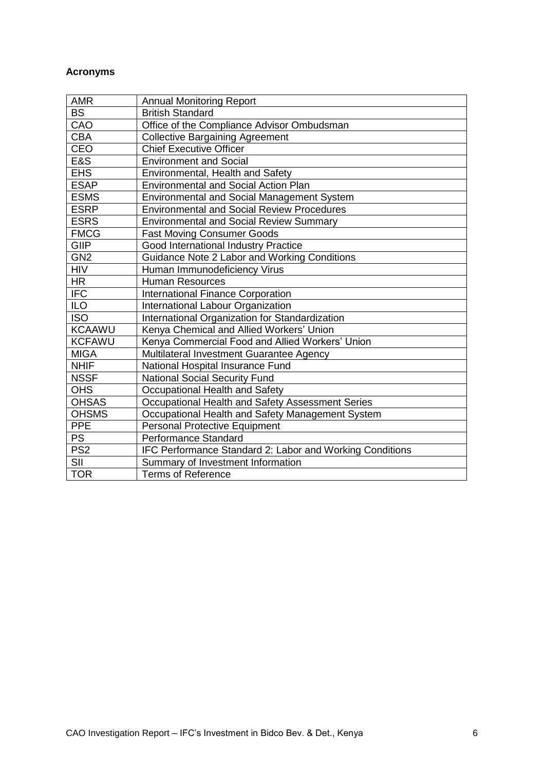**Acronyms**

| AMR | Annual Monitoring Report |
|---|---|
| BS | British Standard |
| CAO | Office of the Compliance Advisor Ombudsman |
| CBA | Collective Bargaining Agreement |
| CEO | Chief Executive Officer |
| E&S | Environment and Social |
| EHS | Environmental, Health and Safety |
| ESAP | Environmental and Social Action Plan |
| ESMS | Environmental and Social Management System |
| ESRP | Environmental and Social Review Procedures |
| ESRS | Environmental and Social Review Summary |
| FMCG | Fast Moving Consumer Goods |
| GIIP | Good International Industry Practice |
| GN2 | Guidance Note 2 Labor and Working Conditions |
| HIV | Human Immunodeficiency Virus |
| HR | Human Resources |
| IFC | International Finance Corporation |
| ILO | International Labour Organization |
| ISO | International Organization for Standardization |
| KCAAWU | Kenya Chemical and Allied Workers' Union |
| KCFAWU | Kenya Commercial Food and Allied Workers' Union |
| MIGA | Multilateral Investment Guarantee Agency |
| NHIF | National Hospital Insurance Fund |
| NSSF | National Social Security Fund |
| OHS | Occupational Health and Safety |
| OHSAS | Occupational Health and Safety Assessment Series |
| OHSMS | Occupational Health and Safety Management System |
| PPE | Personal Protective Equipment |
| PS | Performance Standard |
| PS2 | IFC Performance Standard 2: Labor and Working Conditions |
| SII | Summary of Investment Information |
| TOR | Terms of Reference |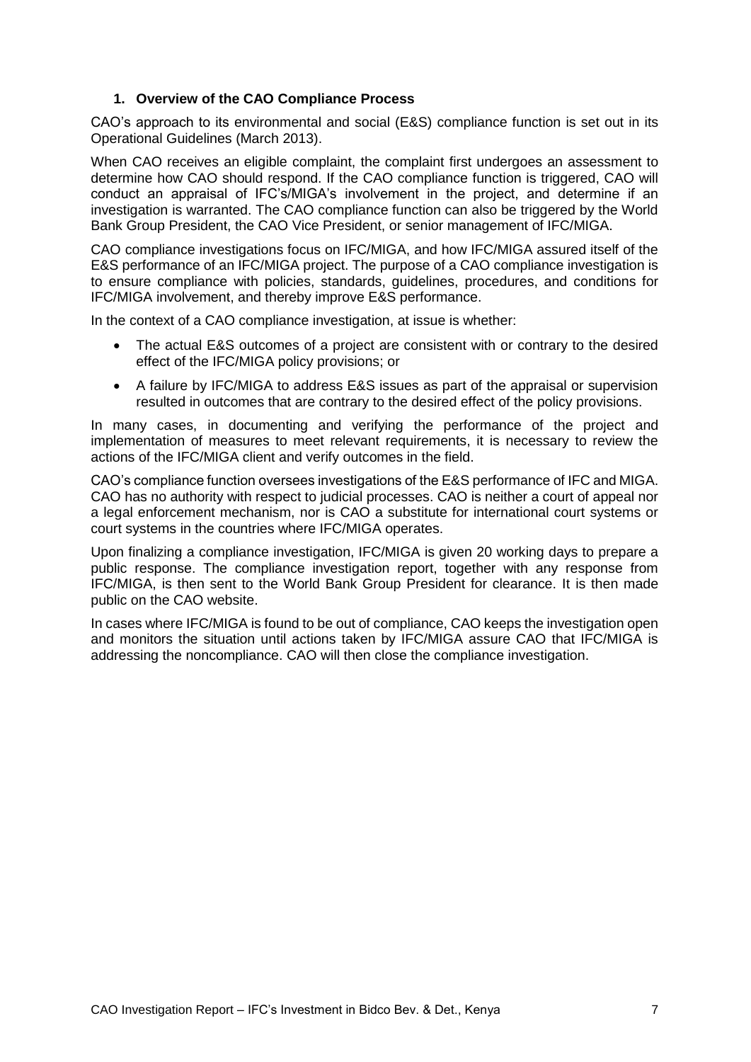## 1. Overview of the CAO Compliance Process

CAO's approach to its environmental and social (E&S) compliance function is set out in its Operational Guidelines (March 2013).

When CAO receives an eligible complaint, the complaint first undergoes an assessment to determine how CAO should respond. If the CAO compliance function is triggered, CAO will conduct an appraisal of IFC's/MIGA's involvement in the project, and determine if an investigation is warranted. The CAO compliance function can also be triggered by the World Bank Group President, the CAO Vice President, or senior management of IFC/MIGA.

CAO compliance investigations focus on IFC/MIGA, and how IFC/MIGA assured itself of the E&S performance of an IFC/MIGA project. The purpose of a CAO compliance investigation is to ensure compliance with policies, standards, guidelines, procedures, and conditions for IFC/MIGA involvement, and thereby improve E&S performance.

In the context of a CAO compliance investigation, at issue is whether:

- The actual E&S outcomes of a project are consistent with or contrary to the desired effect of the IFC/MIGA policy provisions; or
- A failure by IFC/MIGA to address E&S issues as part of the appraisal or supervision resulted in outcomes that are contrary to the desired effect of the policy provisions.

In many cases, in documenting and verifying the performance of the project and implementation of measures to meet relevant requirements, it is necessary to review the actions of the IFC/MIGA client and verify outcomes in the field.

CAO's compliance function oversees investigations of the E&S performance of IFC and MIGA. CAO has no authority with respect to judicial processes. CAO is neither a court of appeal nor a legal enforcement mechanism, nor is CAO a substitute for international court systems or court systems in the countries where IFC/MIGA operates.

Upon finalizing a compliance investigation, IFC/MIGA is given 20 working days to prepare a public response. The compliance investigation report, together with any response from IFC/MIGA, is then sent to the World Bank Group President for clearance. It is then made public on the CAO website.

In cases where IFC/MIGA is found to be out of compliance, CAO keeps the investigation open and monitors the situation until actions taken by IFC/MIGA assure CAO that IFC/MIGA is addressing the noncompliance. CAO will then close the compliance investigation.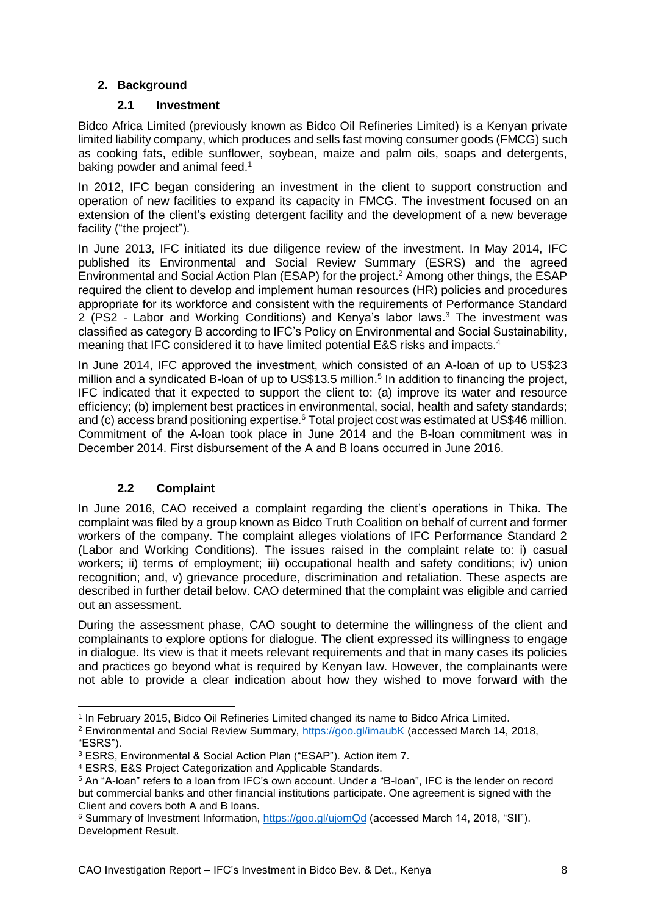## 2. Background

### 2.1 Investment

Bidco Africa Limited (previously known as Bidco Oil Refineries Limited) is a Kenyan private limited liability company, which produces and sells fast moving consumer goods (FMCG) such as cooking fats, edible sunflower, soybean, maize and palm oils, soaps and detergents, baking powder and animal feed.[1]

In 2012, IFC began considering an investment in the client to support construction and operation of new facilities to expand its capacity in FMCG. The investment focused on an extension of the client's existing detergent facility and the development of a new beverage facility ("the project").

In June 2013, IFC initiated its due diligence review of the investment. In May 2014, IFC published its Environmental and Social Review Summary (ESRS) and the agreed Environmental and Social Action Plan (ESAP) for the project.[2] Among other things, the ESAP required the client to develop and implement human resources (HR) policies and procedures appropriate for its workforce and consistent with the requirements of Performance Standard 2 (PS2 - Labor and Working Conditions) and Kenya's labor laws.[3] The investment was classified as category B according to IFC's Policy on Environmental and Social Sustainability, meaning that IFC considered it to have limited potential E&S risks and impacts.[4]

In June 2014, IFC approved the investment, which consisted of an A-loan of up to US$23 million and a syndicated B-loan of up to US$13.5 million.[5] In addition to financing the project, IFC indicated that it expected to support the client to: (a) improve its water and resource efficiency; (b) implement best practices in environmental, social, health and safety standards; and (c) access brand positioning expertise.[6] Total project cost was estimated at US$46 million. Commitment of the A-loan took place in June 2014 and the B-loan commitment was in December 2014. First disbursement of the A and B loans occurred in June 2016.

### 2.2 Complaint

In June 2016, CAO received a complaint regarding the client's operations in Thika. The complaint was filed by a group known as Bidco Truth Coalition on behalf of current and former workers of the company. The complaint alleges violations of IFC Performance Standard 2 (Labor and Working Conditions). The issues raised in the complaint relate to: i) casual workers; ii) terms of employment; iii) occupational health and safety conditions; iv) union recognition; and, v) grievance procedure, discrimination and retaliation. These aspects are described in further detail below. CAO determined that the complaint was eligible and carried out an assessment.

During the assessment phase, CAO sought to determine the willingness of the client and complainants to explore options for dialogue. The client expressed its willingness to engage in dialogue. Its view is that it meets relevant requirements and that in many cases its policies and practices go beyond what is required by Kenyan law. However, the complainants were not able to provide a clear indication about how they wished to move forward with the

---

[1] In February 2015, Bidco Oil Refineries Limited changed its name to Bidco Africa Limited.

[2] Environmental and Social Review Summary, https://goo.gl/imaubK (accessed March 14, 2018, "ESRS").

[3] ESRS, Environmental & Social Action Plan ("ESAP"). Action item 7.

[4] ESRS, E&S Project Categorization and Applicable Standards.

[5] An "A-loan" refers to a loan from IFC's own account. Under a "B-loan", IFC is the lender on record but commercial banks and other financial institutions participate. One agreement is signed with the Client and covers both A and B loans.

[6] Summary of Investment Information, https://goo.gl/ujomQd (accessed March 14, 2018, "SII"). Development Result.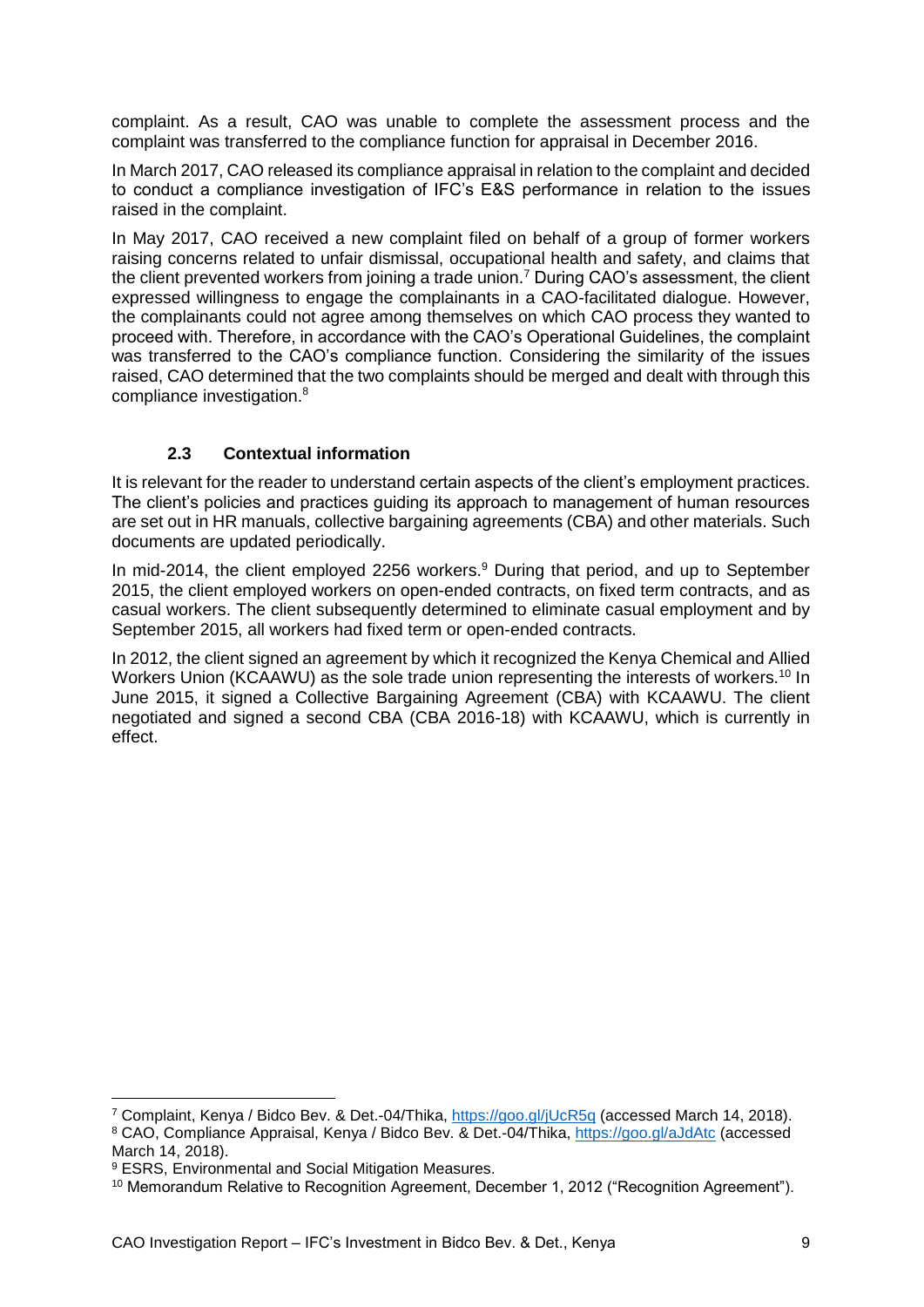complaint. As a result, CAO was unable to complete the assessment process and the complaint was transferred to the compliance function for appraisal in December 2016.

In March 2017, CAO released its compliance appraisal in relation to the complaint and decided to conduct a compliance investigation of IFC's E&S performance in relation to the issues raised in the complaint.

In May 2017, CAO received a new complaint filed on behalf of a group of former workers raising concerns related to unfair dismissal, occupational health and safety, and claims that the client prevented workers from joining a trade union.[7] During CAO's assessment, the client expressed willingness to engage the complainants in a CAO-facilitated dialogue. However, the complainants could not agree among themselves on which CAO process they wanted to proceed with. Therefore, in accordance with the CAO's Operational Guidelines, the complaint was transferred to the CAO's compliance function. Considering the similarity of the issues raised, CAO determined that the two complaints should be merged and dealt with through this compliance investigation.[8]

### 2.3 Contextual information

It is relevant for the reader to understand certain aspects of the client's employment practices. The client's policies and practices guiding its approach to management of human resources are set out in HR manuals, collective bargaining agreements (CBA) and other materials. Such documents are updated periodically.

In mid-2014, the client employed 2256 workers.[9] During that period, and up to September 2015, the client employed workers on open-ended contracts, on fixed term contracts, and as casual workers. The client subsequently determined to eliminate casual employment and by September 2015, all workers had fixed term or open-ended contracts.

In 2012, the client signed an agreement by which it recognized the Kenya Chemical and Allied Workers Union (KCAAWU) as the sole trade union representing the interests of workers.[10] In June 2015, it signed a Collective Bargaining Agreement (CBA) with KCAAWU. The client negotiated and signed a second CBA (CBA 2016-18) with KCAAWU, which is currently in effect.

---

[7] Complaint, Kenya / Bidco Bev. & Det.-04/Thika, https://goo.gl/jUcR5q (accessed March 14, 2018).

[8] CAO, Compliance Appraisal, Kenya / Bidco Bev. & Det.-04/Thika, https://goo.gl/aJdAtc (accessed March 14, 2018).

[9] ESRS, Environmental and Social Mitigation Measures.

[10] Memorandum Relative to Recognition Agreement, December 1, 2012 ("Recognition Agreement").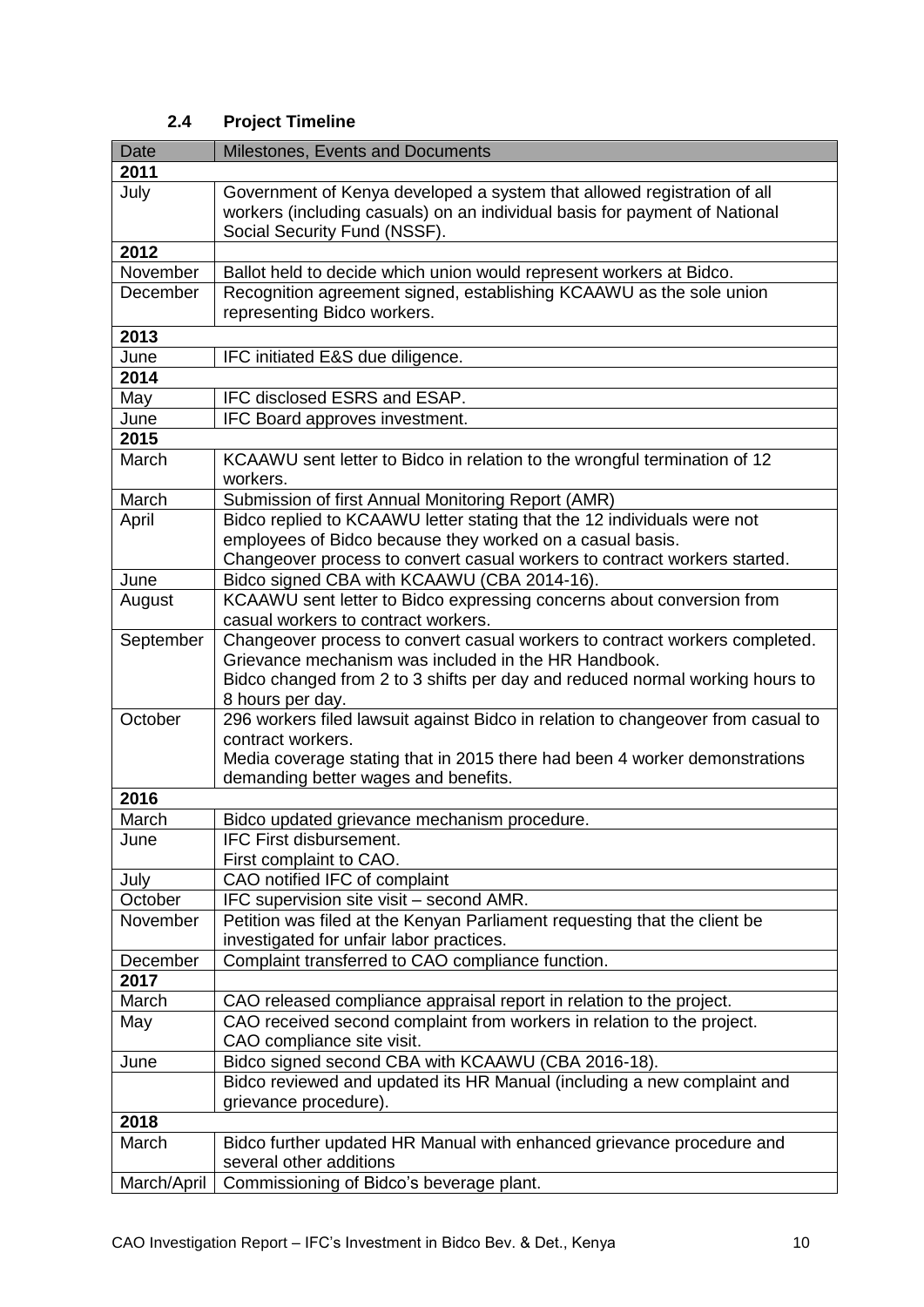### 2.4 Project Timeline

| Date | Milestones, Events and Documents |
|---|---|
| **2011** | |
| July | Government of Kenya developed a system that allowed registration of all workers (including casuals) on an individual basis for payment of National Social Security Fund (NSSF). |
| **2012** | |
| November | Ballot held to decide which union would represent workers at Bidco. |
| December | Recognition agreement signed, establishing KCAAWU as the sole union representing Bidco workers. |
| **2013** | |
| June | IFC initiated E&S due diligence. |
| **2014** | |
| May | IFC disclosed ESRS and ESAP. |
| June | IFC Board approves investment. |
| **2015** | |
| March | KCAAWU sent letter to Bidco in relation to the wrongful termination of 12 workers. |
| March | Submission of first Annual Monitoring Report (AMR) |
| April | Bidco replied to KCAAWU letter stating that the 12 individuals were not employees of Bidco because they worked on a casual basis.<br>Changeover process to convert casual workers to contract workers started. |
| June | Bidco signed CBA with KCAAWU (CBA 2014-16). |
| August | KCAAWU sent letter to Bidco expressing concerns about conversion from casual workers to contract workers. |
| September | Changeover process to convert casual workers to contract workers completed.<br>Grievance mechanism was included in the HR Handbook.<br>Bidco changed from 2 to 3 shifts per day and reduced normal working hours to 8 hours per day. |
| October | 296 workers filed lawsuit against Bidco in relation to changeover from casual to contract workers.<br>Media coverage stating that in 2015 there had been 4 worker demonstrations demanding better wages and benefits. |
| **2016** | |
| March | Bidco updated grievance mechanism procedure. |
| June | IFC First disbursement.<br>First complaint to CAO. |
| July | CAO notified IFC of complaint |
| October | IFC supervision site visit – second AMR. |
| November | Petition was filed at the Kenyan Parliament requesting that the client be investigated for unfair labor practices. |
| December | Complaint transferred to CAO compliance function. |
| **2017** | |
| March | CAO released compliance appraisal report in relation to the project. |
| May | CAO received second complaint from workers in relation to the project.<br>CAO compliance site visit. |
| June | Bidco signed second CBA with KCAAWU (CBA 2016-18). |
| | Bidco reviewed and updated its HR Manual (including a new complaint and grievance procedure). |
| **2018** | |
| March | Bidco further updated HR Manual with enhanced grievance procedure and several other additions |
| March/April | Commissioning of Bidco's beverage plant. |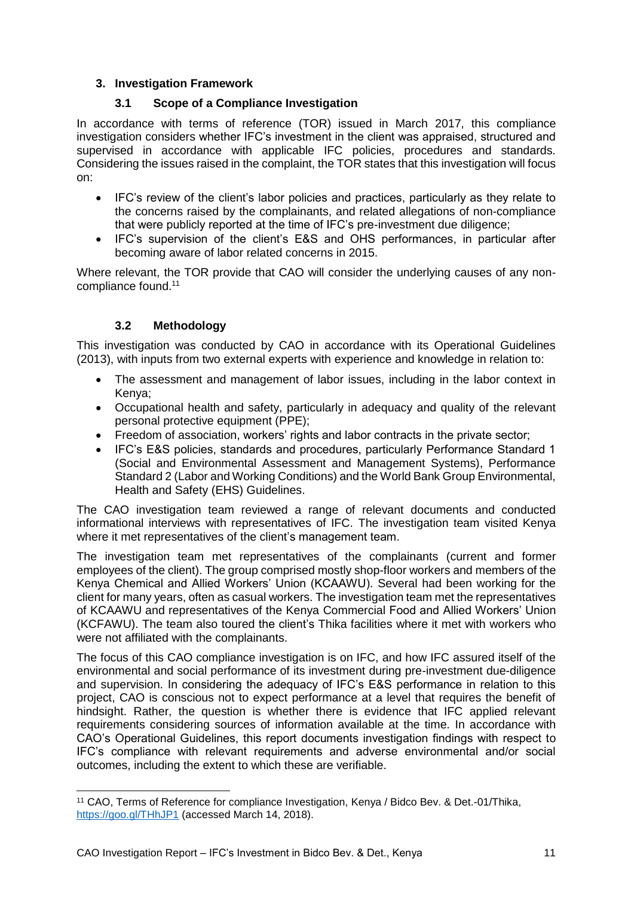## 3. Investigation Framework

### 3.1 Scope of a Compliance Investigation

In accordance with terms of reference (TOR) issued in March 2017, this compliance investigation considers whether IFC's investment in the client was appraised, structured and supervised in accordance with applicable IFC policies, procedures and standards. Considering the issues raised in the complaint, the TOR states that this investigation will focus on:

- IFC's review of the client's labor policies and practices, particularly as they relate to the concerns raised by the complainants, and related allegations of non-compliance that were publicly reported at the time of IFC's pre-investment due diligence;
- IFC's supervision of the client's E&S and OHS performances, in particular after becoming aware of labor related concerns in 2015.

Where relevant, the TOR provide that CAO will consider the underlying causes of any non-compliance found.[11]

### 3.2 Methodology

This investigation was conducted by CAO in accordance with its Operational Guidelines (2013), with inputs from two external experts with experience and knowledge in relation to:

- The assessment and management of labor issues, including in the labor context in Kenya;
- Occupational health and safety, particularly in adequacy and quality of the relevant personal protective equipment (PPE);
- Freedom of association, workers' rights and labor contracts in the private sector;
- IFC's E&S policies, standards and procedures, particularly Performance Standard 1 (Social and Environmental Assessment and Management Systems), Performance Standard 2 (Labor and Working Conditions) and the World Bank Group Environmental, Health and Safety (EHS) Guidelines.

The CAO investigation team reviewed a range of relevant documents and conducted informational interviews with representatives of IFC. The investigation team visited Kenya where it met representatives of the client's management team.

The investigation team met representatives of the complainants (current and former employees of the client). The group comprised mostly shop-floor workers and members of the Kenya Chemical and Allied Workers' Union (KCAAWU). Several had been working for the client for many years, often as casual workers. The investigation team met the representatives of KCAAWU and representatives of the Kenya Commercial Food and Allied Workers' Union (KCFAWU). The team also toured the client's Thika facilities where it met with workers who were not affiliated with the complainants.

The focus of this CAO compliance investigation is on IFC, and how IFC assured itself of the environmental and social performance of its investment during pre-investment due-diligence and supervision. In considering the adequacy of IFC's E&S performance in relation to this project, CAO is conscious not to expect performance at a level that requires the benefit of hindsight. Rather, the question is whether there is evidence that IFC applied relevant requirements considering sources of information available at the time. In accordance with CAO's Operational Guidelines, this report documents investigation findings with respect to IFC's compliance with relevant requirements and adverse environmental and/or social outcomes, including the extent to which these are verifiable.

---

[11] CAO, Terms of Reference for compliance Investigation, Kenya / Bidco Bev. & Det.-01/Thika, https://goo.gl/THhJP1 (accessed March 14, 2018).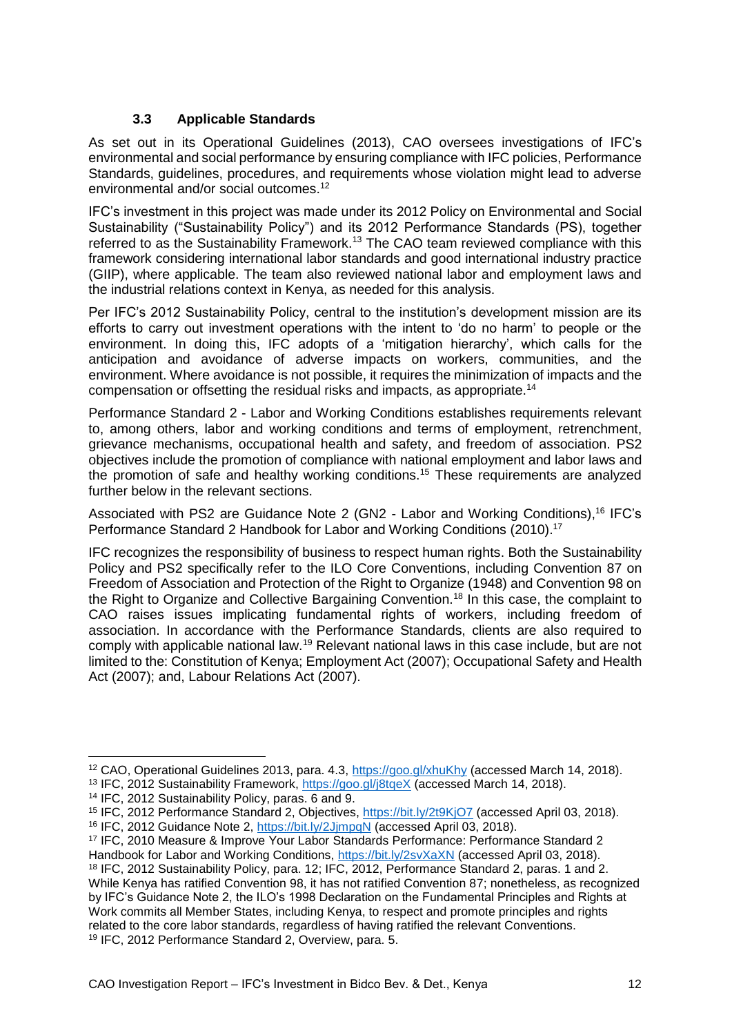### 3.3 Applicable Standards

As set out in its Operational Guidelines (2013), CAO oversees investigations of IFC's environmental and social performance by ensuring compliance with IFC policies, Performance Standards, guidelines, procedures, and requirements whose violation might lead to adverse environmental and/or social outcomes.[12]

IFC's investment in this project was made under its 2012 Policy on Environmental and Social Sustainability ("Sustainability Policy") and its 2012 Performance Standards (PS), together referred to as the Sustainability Framework.[13] The CAO team reviewed compliance with this framework considering international labor standards and good international industry practice (GIIP), where applicable. The team also reviewed national labor and employment laws and the industrial relations context in Kenya, as needed for this analysis.

Per IFC's 2012 Sustainability Policy, central to the institution's development mission are its efforts to carry out investment operations with the intent to 'do no harm' to people or the environment. In doing this, IFC adopts of a 'mitigation hierarchy', which calls for the anticipation and avoidance of adverse impacts on workers, communities, and the environment. Where avoidance is not possible, it requires the minimization of impacts and the compensation or offsetting the residual risks and impacts, as appropriate.[14]

Performance Standard 2 - Labor and Working Conditions establishes requirements relevant to, among others, labor and working conditions and terms of employment, retrenchment, grievance mechanisms, occupational health and safety, and freedom of association. PS2 objectives include the promotion of compliance with national employment and labor laws and the promotion of safe and healthy working conditions.[15] These requirements are analyzed further below in the relevant sections.

Associated with PS2 are Guidance Note 2 (GN2 - Labor and Working Conditions),[16] IFC's Performance Standard 2 Handbook for Labor and Working Conditions (2010).[17]

IFC recognizes the responsibility of business to respect human rights. Both the Sustainability Policy and PS2 specifically refer to the ILO Core Conventions, including Convention 87 on Freedom of Association and Protection of the Right to Organize (1948) and Convention 98 on the Right to Organize and Collective Bargaining Convention.[18] In this case, the complaint to CAO raises issues implicating fundamental rights of workers, including freedom of association. In accordance with the Performance Standards, clients are also required to comply with applicable national law.[19] Relevant national laws in this case include, but are not limited to the: Constitution of Kenya; Employment Act (2007); Occupational Safety and Health Act (2007); and, Labour Relations Act (2007).

---

[12] CAO, Operational Guidelines 2013, para. 4.3, https://goo.gl/xhuKhy (accessed March 14, 2018).

[13] IFC, 2012 Sustainability Framework, https://goo.gl/j8tqeX (accessed March 14, 2018).

[14] IFC, 2012 Sustainability Policy, paras. 6 and 9.

[15] IFC, 2012 Performance Standard 2, Objectives, https://bit.ly/2t9KjO7 (accessed April 03, 2018).

[16] IFC, 2012 Guidance Note 2, https://bit.ly/2JjmpqN (accessed April 03, 2018).

[17] IFC, 2010 Measure & Improve Your Labor Standards Performance: Performance Standard 2 Handbook for Labor and Working Conditions, https://bit.ly/2svXaXN (accessed April 03, 2018).

[18] IFC, 2012 Sustainability Policy, para. 12; IFC, 2012, Performance Standard 2, paras. 1 and 2. While Kenya has ratified Convention 98, it has not ratified Convention 87; nonetheless, as recognized by IFC's Guidance Note 2, the ILO's 1998 Declaration on the Fundamental Principles and Rights at Work commits all Member States, including Kenya, to respect and promote principles and rights related to the core labor standards, regardless of having ratified the relevant Conventions.

[19] IFC, 2012 Performance Standard 2, Overview, para. 5.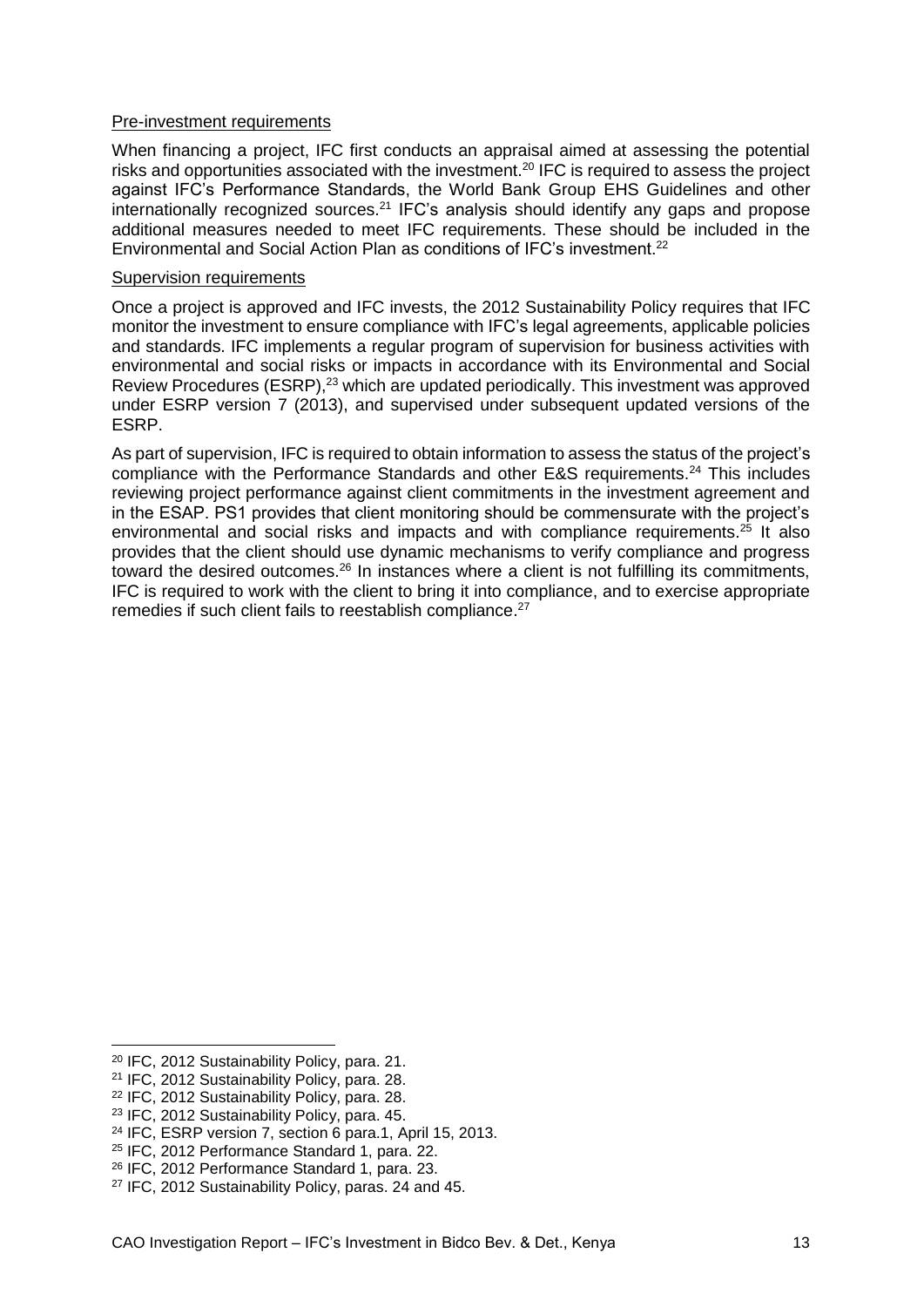Pre-investment requirements

When financing a project, IFC first conducts an appraisal aimed at assessing the potential risks and opportunities associated with the investment.[20] IFC is required to assess the project against IFC's Performance Standards, the World Bank Group EHS Guidelines and other internationally recognized sources.[21] IFC's analysis should identify any gaps and propose additional measures needed to meet IFC requirements. These should be included in the Environmental and Social Action Plan as conditions of IFC's investment.[22]

Supervision requirements

Once a project is approved and IFC invests, the 2012 Sustainability Policy requires that IFC monitor the investment to ensure compliance with IFC's legal agreements, applicable policies and standards. IFC implements a regular program of supervision for business activities with environmental and social risks or impacts in accordance with its Environmental and Social Review Procedures (ESRP),[23] which are updated periodically. This investment was approved under ESRP version 7 (2013), and supervised under subsequent updated versions of the ESRP.

As part of supervision, IFC is required to obtain information to assess the status of the project's compliance with the Performance Standards and other E&S requirements.[24] This includes reviewing project performance against client commitments in the investment agreement and in the ESAP. PS1 provides that client monitoring should be commensurate with the project's environmental and social risks and impacts and with compliance requirements.[25] It also provides that the client should use dynamic mechanisms to verify compliance and progress toward the desired outcomes.[26] In instances where a client is not fulfilling its commitments, IFC is required to work with the client to bring it into compliance, and to exercise appropriate remedies if such client fails to reestablish compliance.[27]

---

[20] IFC, 2012 Sustainability Policy, para. 21.

[21] IFC, 2012 Sustainability Policy, para. 28.

[22] IFC, 2012 Sustainability Policy, para. 28.

[23] IFC, 2012 Sustainability Policy, para. 45.

[24] IFC, ESRP version 7, section 6 para.1, April 15, 2013.

[25] IFC, 2012 Performance Standard 1, para. 22.

[26] IFC, 2012 Performance Standard 1, para. 23.

[27] IFC, 2012 Sustainability Policy, paras. 24 and 45.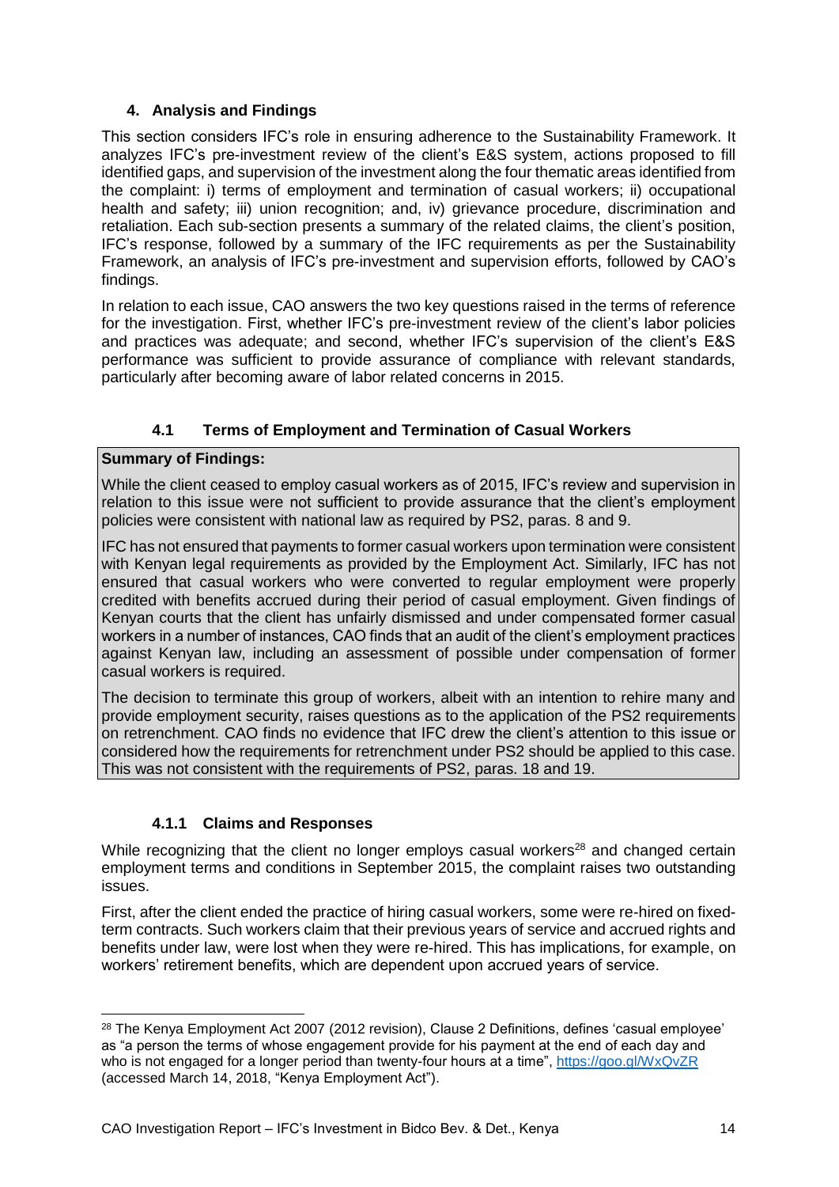## 4. Analysis and Findings

This section considers IFC's role in ensuring adherence to the Sustainability Framework. It analyzes IFC's pre-investment review of the client's E&S system, actions proposed to fill identified gaps, and supervision of the investment along the four thematic areas identified from the complaint: i) terms of employment and termination of casual workers; ii) occupational health and safety; iii) union recognition; and, iv) grievance procedure, discrimination and retaliation. Each sub-section presents a summary of the related claims, the client's position, IFC's response, followed by a summary of the IFC requirements as per the Sustainability Framework, an analysis of IFC's pre-investment and supervision efforts, followed by CAO's findings.

In relation to each issue, CAO answers the two key questions raised in the terms of reference for the investigation. First, whether IFC's pre-investment review of the client's labor policies and practices was adequate; and second, whether IFC's supervision of the client's E&S performance was sufficient to provide assurance of compliance with relevant standards, particularly after becoming aware of labor related concerns in 2015.

### 4.1 Terms of Employment and Termination of Casual Workers

**Summary of Findings:**

While the client ceased to employ casual workers as of 2015, IFC's review and supervision in relation to this issue were not sufficient to provide assurance that the client's employment policies were consistent with national law as required by PS2, paras. 8 and 9.

IFC has not ensured that payments to former casual workers upon termination were consistent with Kenyan legal requirements as provided by the Employment Act. Similarly, IFC has not ensured that casual workers who were converted to regular employment were properly credited with benefits accrued during their period of casual employment. Given findings of Kenyan courts that the client has unfairly dismissed and under compensated former casual workers in a number of instances, CAO finds that an audit of the client's employment practices against Kenyan law, including an assessment of possible under compensation of former casual workers is required.

The decision to terminate this group of workers, albeit with an intention to rehire many and provide employment security, raises questions as to the application of the PS2 requirements on retrenchment. CAO finds no evidence that IFC drew the client's attention to this issue or considered how the requirements for retrenchment under PS2 should be applied to this case. This was not consistent with the requirements of PS2, paras. 18 and 19.

#### 4.1.1 Claims and Responses

While recognizing that the client no longer employs casual workers[28] and changed certain employment terms and conditions in September 2015, the complaint raises two outstanding issues.

First, after the client ended the practice of hiring casual workers, some were re-hired on fixed-term contracts. Such workers claim that their previous years of service and accrued rights and benefits under law, were lost when they were re-hired. This has implications, for example, on workers' retirement benefits, which are dependent upon accrued years of service.

---

[28] The Kenya Employment Act 2007 (2012 revision), Clause 2 Definitions, defines 'casual employee' as "a person the terms of whose engagement provide for his payment at the end of each day and who is not engaged for a longer period than twenty-four hours at a time", https://goo.gl/WxQvZR (accessed March 14, 2018, "Kenya Employment Act").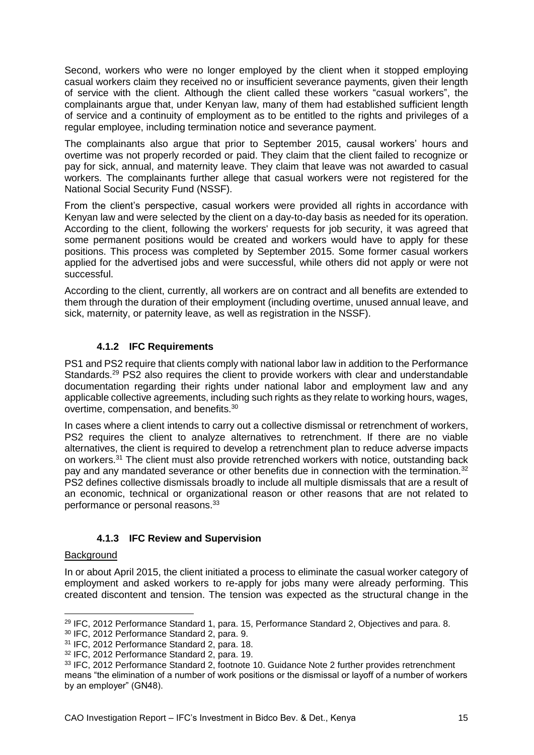Second, workers who were no longer employed by the client when it stopped employing casual workers claim they received no or insufficient severance payments, given their length of service with the client. Although the client called these workers "casual workers", the complainants argue that, under Kenyan law, many of them had established sufficient length of service and a continuity of employment as to be entitled to the rights and privileges of a regular employee, including termination notice and severance payment.

The complainants also argue that prior to September 2015, causal workers' hours and overtime was not properly recorded or paid. They claim that the client failed to recognize or pay for sick, annual, and maternity leave. They claim that leave was not awarded to casual workers. The complainants further allege that casual workers were not registered for the National Social Security Fund (NSSF).

From the client's perspective, casual workers were provided all rights in accordance with Kenyan law and were selected by the client on a day-to-day basis as needed for its operation. According to the client, following the workers' requests for job security, it was agreed that some permanent positions would be created and workers would have to apply for these positions. This process was completed by September 2015. Some former casual workers applied for the advertised jobs and were successful, while others did not apply or were not successful.

According to the client, currently, all workers are on contract and all benefits are extended to them through the duration of their employment (including overtime, unused annual leave, and sick, maternity, or paternity leave, as well as registration in the NSSF).

### 4.1.2 IFC Requirements

PS1 and PS2 require that clients comply with national labor law in addition to the Performance Standards.[29] PS2 also requires the client to provide workers with clear and understandable documentation regarding their rights under national labor and employment law and any applicable collective agreements, including such rights as they relate to working hours, wages, overtime, compensation, and benefits.[30]

In cases where a client intends to carry out a collective dismissal or retrenchment of workers, PS2 requires the client to analyze alternatives to retrenchment. If there are no viable alternatives, the client is required to develop a retrenchment plan to reduce adverse impacts on workers.[31] The client must also provide retrenched workers with notice, outstanding back pay and any mandated severance or other benefits due in connection with the termination.[32] PS2 defines collective dismissals broadly to include all multiple dismissals that are a result of an economic, technical or organizational reason or other reasons that are not related to performance or personal reasons.[33]

### 4.1.3 IFC Review and Supervision

Background

In or about April 2015, the client initiated a process to eliminate the casual worker category of employment and asked workers to re-apply for jobs many were already performing. This created discontent and tension. The tension was expected as the structural change in the

---

[29] IFC, 2012 Performance Standard 1, para. 15, Performance Standard 2, Objectives and para. 8.

[30] IFC, 2012 Performance Standard 2, para. 9.

[31] IFC, 2012 Performance Standard 2, para. 18.

[32] IFC, 2012 Performance Standard 2, para. 19.

[33] IFC, 2012 Performance Standard 2, footnote 10. Guidance Note 2 further provides retrenchment means "the elimination of a number of work positions or the dismissal or layoff of a number of workers by an employer" (GN48).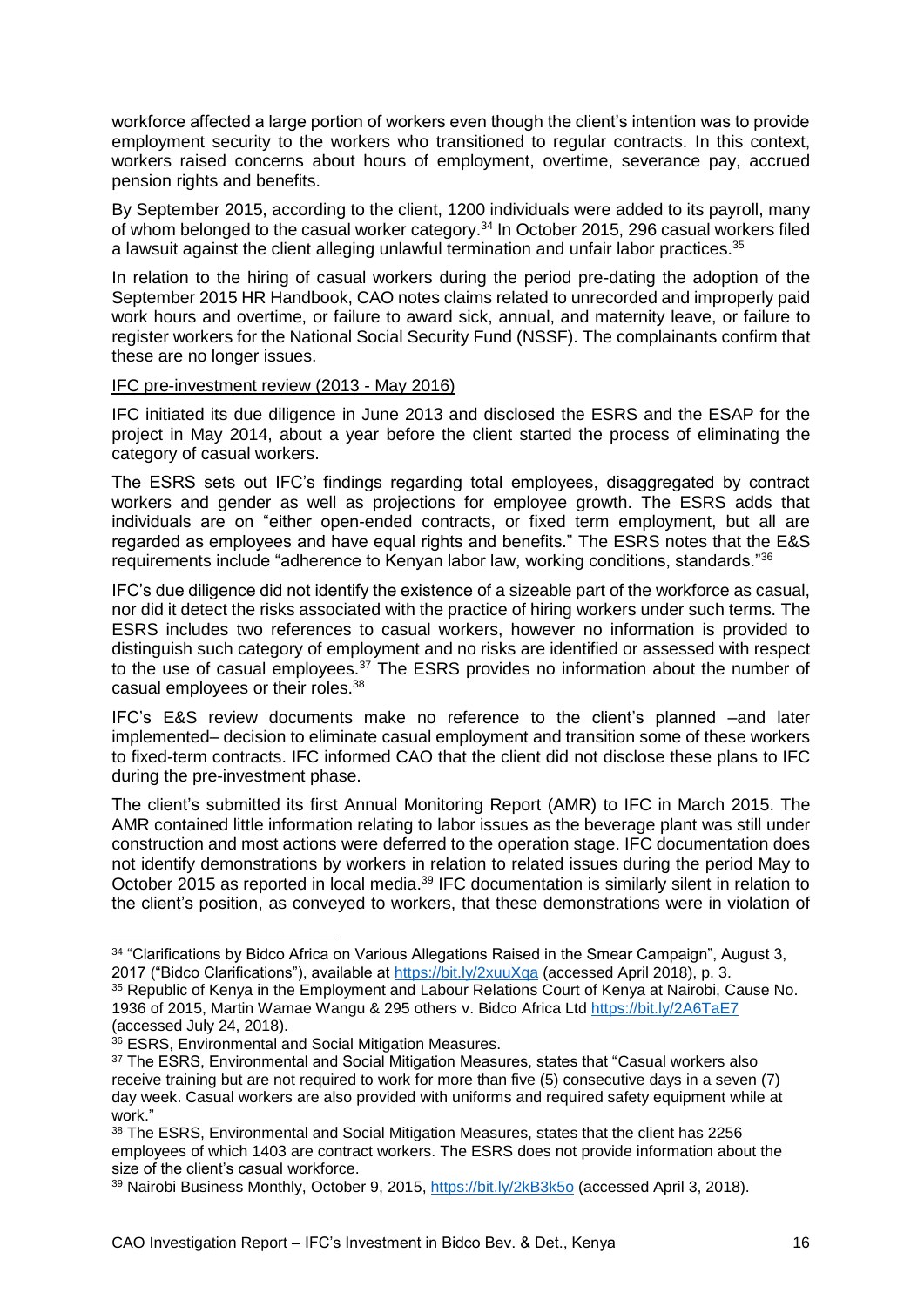workforce affected a large portion of workers even though the client's intention was to provide employment security to the workers who transitioned to regular contracts. In this context, workers raised concerns about hours of employment, overtime, severance pay, accrued pension rights and benefits.

By September 2015, according to the client, 1200 individuals were added to its payroll, many of whom belonged to the casual worker category.[34] In October 2015, 296 casual workers filed a lawsuit against the client alleging unlawful termination and unfair labor practices.[35]

In relation to the hiring of casual workers during the period pre-dating the adoption of the September 2015 HR Handbook, CAO notes claims related to unrecorded and improperly paid work hours and overtime, or failure to award sick, annual, and maternity leave, or failure to register workers for the National Social Security Fund (NSSF). The complainants confirm that these are no longer issues.

IFC pre-investment review (2013 - May 2016)

IFC initiated its due diligence in June 2013 and disclosed the ESRS and the ESAP for the project in May 2014, about a year before the client started the process of eliminating the category of casual workers.

The ESRS sets out IFC's findings regarding total employees, disaggregated by contract workers and gender as well as projections for employee growth. The ESRS adds that individuals are on "either open-ended contracts, or fixed term employment, but all are regarded as employees and have equal rights and benefits." The ESRS notes that the E&S requirements include "adherence to Kenyan labor law, working conditions, standards."[36]

IFC's due diligence did not identify the existence of a sizeable part of the workforce as casual, nor did it detect the risks associated with the practice of hiring workers under such terms. The ESRS includes two references to casual workers, however no information is provided to distinguish such category of employment and no risks are identified or assessed with respect to the use of casual employees.[37] The ESRS provides no information about the number of casual employees or their roles.[38]

IFC's E&S review documents make no reference to the client's planned –and later implemented– decision to eliminate casual employment and transition some of these workers to fixed-term contracts. IFC informed CAO that the client did not disclose these plans to IFC during the pre-investment phase.

The client's submitted its first Annual Monitoring Report (AMR) to IFC in March 2015. The AMR contained little information relating to labor issues as the beverage plant was still under construction and most actions were deferred to the operation stage. IFC documentation does not identify demonstrations by workers in relation to related issues during the period May to October 2015 as reported in local media.[39] IFC documentation is similarly silent in relation to the client's position, as conveyed to workers, that these demonstrations were in violation of

---

[34] "Clarifications by Bidco Africa on Various Allegations Raised in the Smear Campaign", August 3, 2017 ("Bidco Clarifications"), available at https://bit.ly/2xuuXqa (accessed April 2018), p. 3.

[35] Republic of Kenya in the Employment and Labour Relations Court of Kenya at Nairobi, Cause No. 1936 of 2015, Martin Wamae Wangu & 295 others v. Bidco Africa Ltd https://bit.ly/2A6TaE7 (accessed July 24, 2018).

[36] ESRS, Environmental and Social Mitigation Measures.

[37] The ESRS, Environmental and Social Mitigation Measures, states that "Casual workers also receive training but are not required to work for more than five (5) consecutive days in a seven (7) day week. Casual workers are also provided with uniforms and required safety equipment while at work."

[38] The ESRS, Environmental and Social Mitigation Measures, states that the client has 2256 employees of which 1403 are contract workers. The ESRS does not provide information about the size of the client's casual workforce.

[39] Nairobi Business Monthly, October 9, 2015, https://bit.ly/2kB3k5o (accessed April 3, 2018).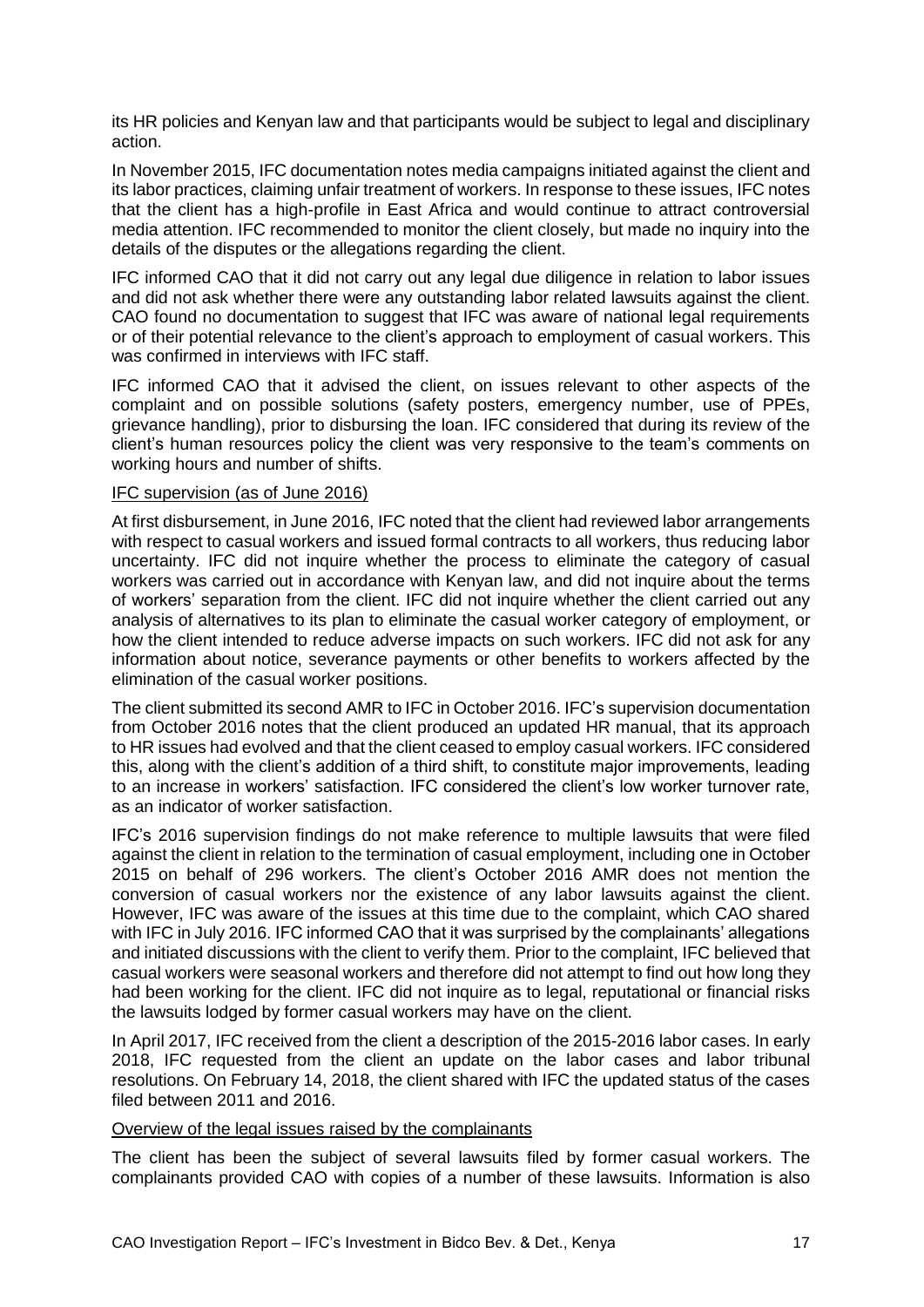its HR policies and Kenyan law and that participants would be subject to legal and disciplinary action.

In November 2015, IFC documentation notes media campaigns initiated against the client and its labor practices, claiming unfair treatment of workers. In response to these issues, IFC notes that the client has a high-profile in East Africa and would continue to attract controversial media attention. IFC recommended to monitor the client closely, but made no inquiry into the details of the disputes or the allegations regarding the client.

IFC informed CAO that it did not carry out any legal due diligence in relation to labor issues and did not ask whether there were any outstanding labor related lawsuits against the client. CAO found no documentation to suggest that IFC was aware of national legal requirements or of their potential relevance to the client's approach to employment of casual workers. This was confirmed in interviews with IFC staff.

IFC informed CAO that it advised the client, on issues relevant to other aspects of the complaint and on possible solutions (safety posters, emergency number, use of PPEs, grievance handling), prior to disbursing the loan. IFC considered that during its review of the client's human resources policy the client was very responsive to the team's comments on working hours and number of shifts.

IFC supervision (as of June 2016)

At first disbursement, in June 2016, IFC noted that the client had reviewed labor arrangements with respect to casual workers and issued formal contracts to all workers, thus reducing labor uncertainty. IFC did not inquire whether the process to eliminate the category of casual workers was carried out in accordance with Kenyan law, and did not inquire about the terms of workers' separation from the client. IFC did not inquire whether the client carried out any analysis of alternatives to its plan to eliminate the casual worker category of employment, or how the client intended to reduce adverse impacts on such workers. IFC did not ask for any information about notice, severance payments or other benefits to workers affected by the elimination of the casual worker positions.

The client submitted its second AMR to IFC in October 2016. IFC's supervision documentation from October 2016 notes that the client produced an updated HR manual, that its approach to HR issues had evolved and that the client ceased to employ casual workers. IFC considered this, along with the client's addition of a third shift, to constitute major improvements, leading to an increase in workers' satisfaction. IFC considered the client's low worker turnover rate, as an indicator of worker satisfaction.

IFC's 2016 supervision findings do not make reference to multiple lawsuits that were filed against the client in relation to the termination of casual employment, including one in October 2015 on behalf of 296 workers. The client's October 2016 AMR does not mention the conversion of casual workers nor the existence of any labor lawsuits against the client. However, IFC was aware of the issues at this time due to the complaint, which CAO shared with IFC in July 2016. IFC informed CAO that it was surprised by the complainants' allegations and initiated discussions with the client to verify them. Prior to the complaint, IFC believed that casual workers were seasonal workers and therefore did not attempt to find out how long they had been working for the client. IFC did not inquire as to legal, reputational or financial risks the lawsuits lodged by former casual workers may have on the client.

In April 2017, IFC received from the client a description of the 2015-2016 labor cases. In early 2018, IFC requested from the client an update on the labor cases and labor tribunal resolutions. On February 14, 2018, the client shared with IFC the updated status of the cases filed between 2011 and 2016.

Overview of the legal issues raised by the complainants

The client has been the subject of several lawsuits filed by former casual workers. The complainants provided CAO with copies of a number of these lawsuits. Information is also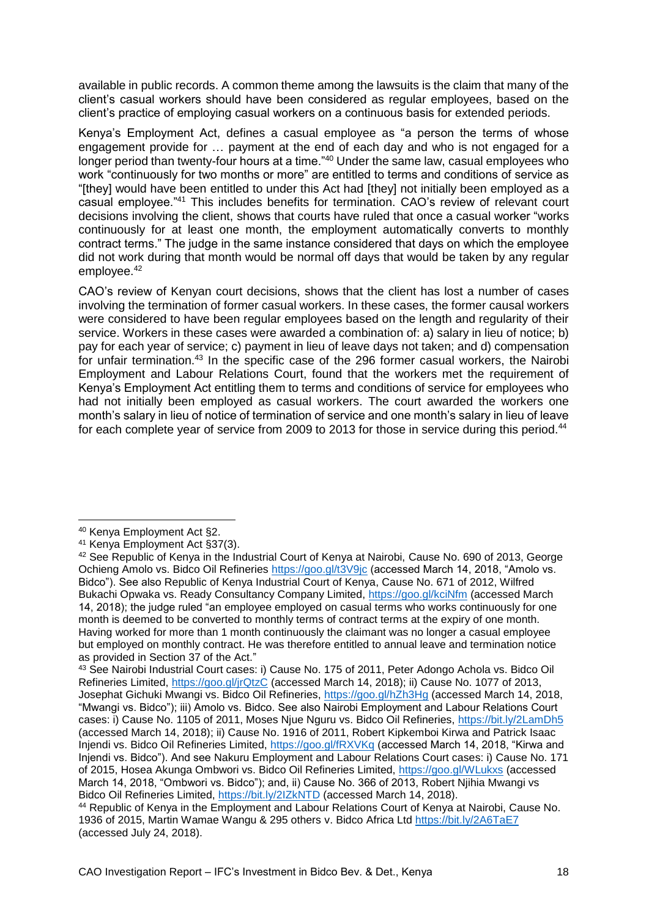available in public records. A common theme among the lawsuits is the claim that many of the client's casual workers should have been considered as regular employees, based on the client's practice of employing casual workers on a continuous basis for extended periods.

Kenya's Employment Act, defines a casual employee as "a person the terms of whose engagement provide for … payment at the end of each day and who is not engaged for a longer period than twenty-four hours at a time."[40] Under the same law, casual employees who work "continuously for two months or more" are entitled to terms and conditions of service as "[they] would have been entitled to under this Act had [they] not initially been employed as a casual employee."[41] This includes benefits for termination. CAO's review of relevant court decisions involving the client, shows that courts have ruled that once a casual worker "works continuously for at least one month, the employment automatically converts to monthly contract terms." The judge in the same instance considered that days on which the employee did not work during that month would be normal off days that would be taken by any regular employee.[42]

CAO's review of Kenyan court decisions, shows that the client has lost a number of cases involving the termination of former casual workers. In these cases, the former causal workers were considered to have been regular employees based on the length and regularity of their service. Workers in these cases were awarded a combination of: a) salary in lieu of notice; b) pay for each year of service; c) payment in lieu of leave days not taken; and d) compensation for unfair termination.[43] In the specific case of the 296 former casual workers, the Nairobi Employment and Labour Relations Court, found that the workers met the requirement of Kenya's Employment Act entitling them to terms and conditions of service for employees who had not initially been employed as casual workers. The court awarded the workers one month's salary in lieu of notice of termination of service and one month's salary in lieu of leave for each complete year of service from 2009 to 2013 for those in service during this period.[44]

---

[40] Kenya Employment Act §2.

[41] Kenya Employment Act §37(3).

[42] See Republic of Kenya in the Industrial Court of Kenya at Nairobi, Cause No. 690 of 2013, George Ochieng Amolo vs. Bidco Oil Refineries https://goo.gl/t3V9jc (accessed March 14, 2018, "Amolo vs. Bidco"). See also Republic of Kenya Industrial Court of Kenya, Cause No. 671 of 2012, Wilfred Bukachi Opwaka vs. Ready Consultancy Company Limited, https://goo.gl/kciNfm (accessed March 14, 2018); the judge ruled "an employee employed on casual terms who works continuously for one month is deemed to be converted to monthly terms of contract terms at the expiry of one month. Having worked for more than 1 month continuously the claimant was no longer a casual employee but employed on monthly contract. He was therefore entitled to annual leave and termination notice as provided in Section 37 of the Act."

[43] See Nairobi Industrial Court cases: i) Cause No. 175 of 2011, Peter Adongo Achola vs. Bidco Oil Refineries Limited, https://goo.gl/jrQtzC (accessed March 14, 2018); ii) Cause No. 1077 of 2013, Josephat Gichuki Mwangi vs. Bidco Oil Refineries, https://goo.gl/hZh3Hg (accessed March 14, 2018, "Mwangi vs. Bidco"); iii) Amolo vs. Bidco. See also Nairobi Employment and Labour Relations Court cases: i) Cause No. 1105 of 2011, Moses Njue Nguru vs. Bidco Oil Refineries, https://bit.ly/2LamDh5 (accessed March 14, 2018); ii) Cause No. 1916 of 2011, Robert Kipkemboi Kirwa and Patrick Isaac Injendi vs. Bidco Oil Refineries Limited, https://goo.gl/fRXVKq (accessed March 14, 2018, "Kirwa and Injendi vs. Bidco"). And see Nakuru Employment and Labour Relations Court cases: i) Cause No. 171 of 2015, Hosea Akunga Ombwori vs. Bidco Oil Refineries Limited, https://goo.gl/WLukxs (accessed March 14, 2018, "Ombwori vs. Bidco"); and, ii) Cause No. 366 of 2013, Robert Njihia Mwangi vs Bidco Oil Refineries Limited, https://bit.ly/2IZkNTD (accessed March 14, 2018).

[44] Republic of Kenya in the Employment and Labour Relations Court of Kenya at Nairobi, Cause No. 1936 of 2015, Martin Wamae Wangu & 295 others v. Bidco Africa Ltd https://bit.ly/2A6TaE7 (accessed July 24, 2018).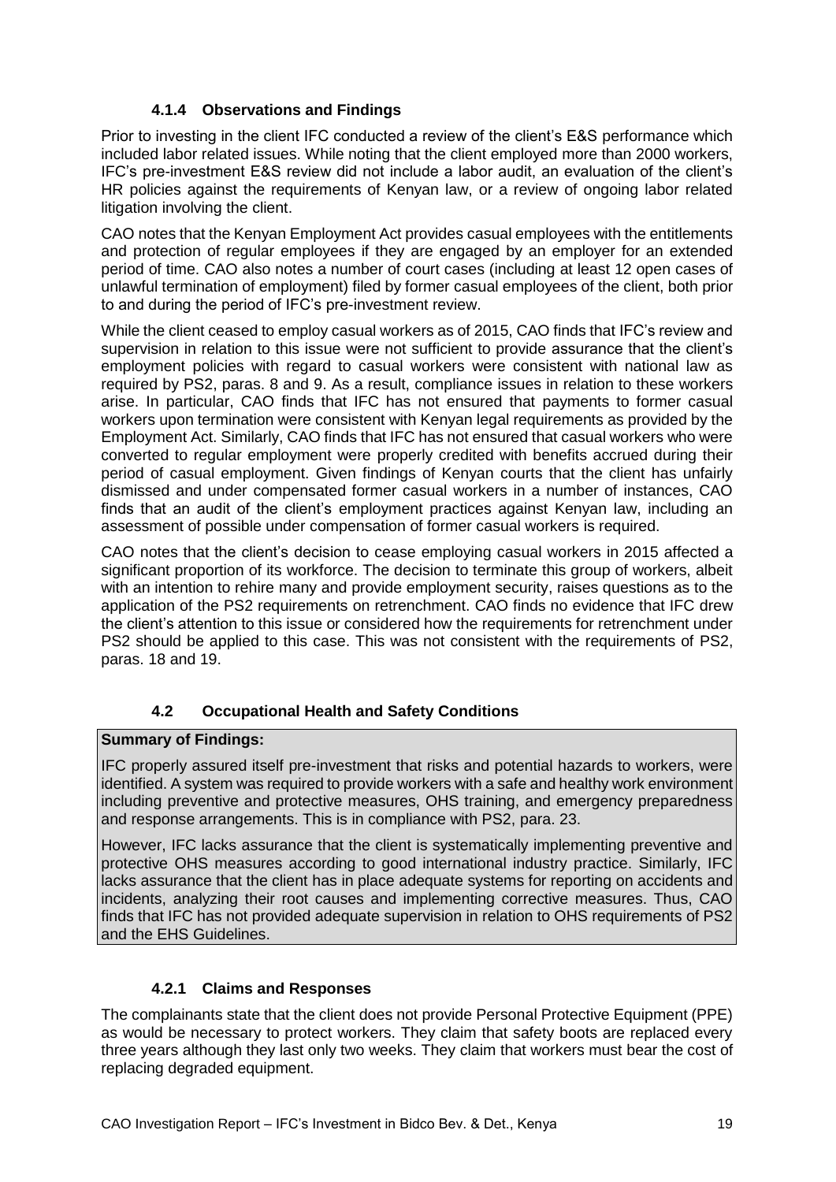#### 4.1.4 Observations and Findings

Prior to investing in the client IFC conducted a review of the client's E&S performance which included labor related issues. While noting that the client employed more than 2000 workers, IFC's pre-investment E&S review did not include a labor audit, an evaluation of the client's HR policies against the requirements of Kenyan law, or a review of ongoing labor related litigation involving the client.

CAO notes that the Kenyan Employment Act provides casual employees with the entitlements and protection of regular employees if they are engaged by an employer for an extended period of time. CAO also notes a number of court cases (including at least 12 open cases of unlawful termination of employment) filed by former casual employees of the client, both prior to and during the period of IFC's pre-investment review.

While the client ceased to employ casual workers as of 2015, CAO finds that IFC's review and supervision in relation to this issue were not sufficient to provide assurance that the client's employment policies with regard to casual workers were consistent with national law as required by PS2, paras. 8 and 9. As a result, compliance issues in relation to these workers arise. In particular, CAO finds that IFC has not ensured that payments to former casual workers upon termination were consistent with Kenyan legal requirements as provided by the Employment Act. Similarly, CAO finds that IFC has not ensured that casual workers who were converted to regular employment were properly credited with benefits accrued during their period of casual employment. Given findings of Kenyan courts that the client has unfairly dismissed and under compensated former casual workers in a number of instances, CAO finds that an audit of the client's employment practices against Kenyan law, including an assessment of possible under compensation of former casual workers is required.

CAO notes that the client's decision to cease employing casual workers in 2015 affected a significant proportion of its workforce. The decision to terminate this group of workers, albeit with an intention to rehire many and provide employment security, raises questions as to the application of the PS2 requirements on retrenchment. CAO finds no evidence that IFC drew the client's attention to this issue or considered how the requirements for retrenchment under PS2 should be applied to this case. This was not consistent with the requirements of PS2, paras. 18 and 19.

### 4.2 Occupational Health and Safety Conditions

**Summary of Findings:**

IFC properly assured itself pre-investment that risks and potential hazards to workers, were identified. A system was required to provide workers with a safe and healthy work environment including preventive and protective measures, OHS training, and emergency preparedness and response arrangements. This is in compliance with PS2, para. 23.

However, IFC lacks assurance that the client is systematically implementing preventive and protective OHS measures according to good international industry practice. Similarly, IFC lacks assurance that the client has in place adequate systems for reporting on accidents and incidents, analyzing their root causes and implementing corrective measures. Thus, CAO finds that IFC has not provided adequate supervision in relation to OHS requirements of PS2 and the EHS Guidelines.

#### 4.2.1 Claims and Responses

The complainants state that the client does not provide Personal Protective Equipment (PPE) as would be necessary to protect workers. They claim that safety boots are replaced every three years although they last only two weeks. They claim that workers must bear the cost of replacing degraded equipment.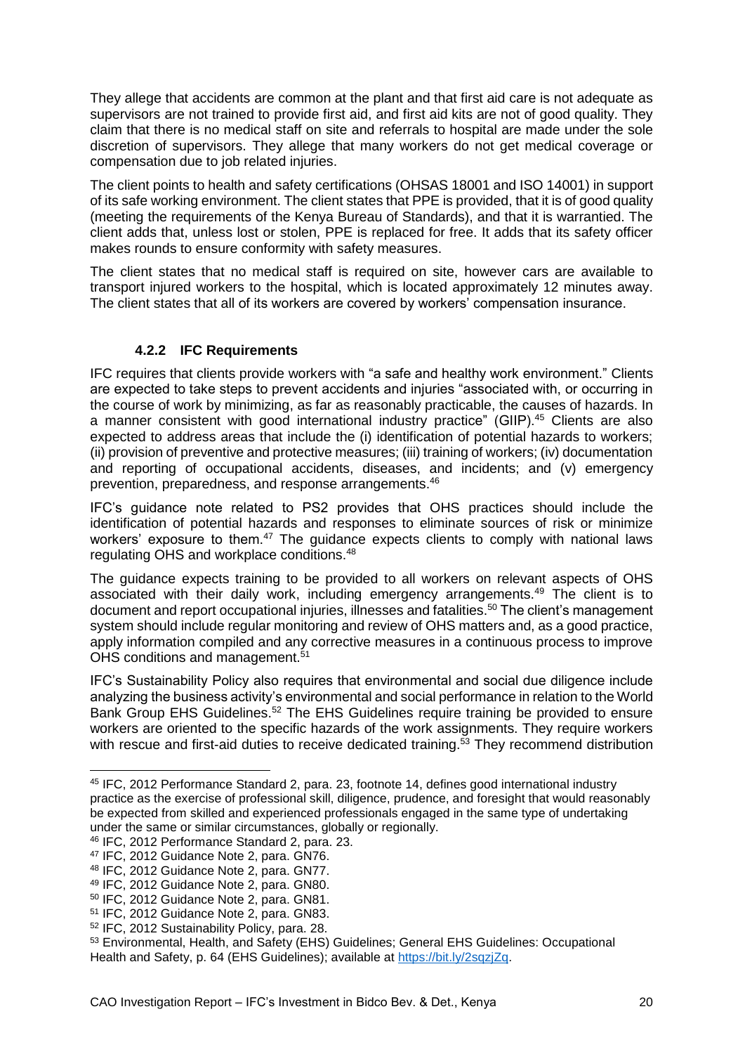They allege that accidents are common at the plant and that first aid care is not adequate as supervisors are not trained to provide first aid, and first aid kits are not of good quality. They claim that there is no medical staff on site and referrals to hospital are made under the sole discretion of supervisors. They allege that many workers do not get medical coverage or compensation due to job related injuries.

The client points to health and safety certifications (OHSAS 18001 and ISO 14001) in support of its safe working environment. The client states that PPE is provided, that it is of good quality (meeting the requirements of the Kenya Bureau of Standards), and that it is warrantied. The client adds that, unless lost or stolen, PPE is replaced for free. It adds that its safety officer makes rounds to ensure conformity with safety measures.

The client states that no medical staff is required on site, however cars are available to transport injured workers to the hospital, which is located approximately 12 minutes away. The client states that all of its workers are covered by workers' compensation insurance.

### 4.2.2 IFC Requirements

IFC requires that clients provide workers with "a safe and healthy work environment." Clients are expected to take steps to prevent accidents and injuries "associated with, or occurring in the course of work by minimizing, as far as reasonably practicable, the causes of hazards. In a manner consistent with good international industry practice" (GIIP).[45] Clients are also expected to address areas that include the (i) identification of potential hazards to workers; (ii) provision of preventive and protective measures; (iii) training of workers; (iv) documentation and reporting of occupational accidents, diseases, and incidents; and (v) emergency prevention, preparedness, and response arrangements.[46]

IFC's guidance note related to PS2 provides that OHS practices should include the identification of potential hazards and responses to eliminate sources of risk or minimize workers' exposure to them.[47] The guidance expects clients to comply with national laws regulating OHS and workplace conditions.[48]

The guidance expects training to be provided to all workers on relevant aspects of OHS associated with their daily work, including emergency arrangements.[49] The client is to document and report occupational injuries, illnesses and fatalities.[50] The client's management system should include regular monitoring and review of OHS matters and, as a good practice, apply information compiled and any corrective measures in a continuous process to improve OHS conditions and management.[51]

IFC's Sustainability Policy also requires that environmental and social due diligence include analyzing the business activity's environmental and social performance in relation to the World Bank Group EHS Guidelines.[52] The EHS Guidelines require training be provided to ensure workers are oriented to the specific hazards of the work assignments. They require workers with rescue and first-aid duties to receive dedicated training.[53] They recommend distribution

---

[45] IFC, 2012 Performance Standard 2, para. 23, footnote 14, defines good international industry practice as the exercise of professional skill, diligence, prudence, and foresight that would reasonably be expected from skilled and experienced professionals engaged in the same type of undertaking under the same or similar circumstances, globally or regionally.

[46] IFC, 2012 Performance Standard 2, para. 23.

[47] IFC, 2012 Guidance Note 2, para. GN76.

[48] IFC, 2012 Guidance Note 2, para. GN77.

[49] IFC, 2012 Guidance Note 2, para. GN80.

[50] IFC, 2012 Guidance Note 2, para. GN81.

[51] IFC, 2012 Guidance Note 2, para. GN83.

[52] IFC, 2012 Sustainability Policy, para. 28.

[53] Environmental, Health, and Safety (EHS) Guidelines; General EHS Guidelines: Occupational Health and Safety, p. 64 (EHS Guidelines); available at https://bit.ly/2sqzjZq.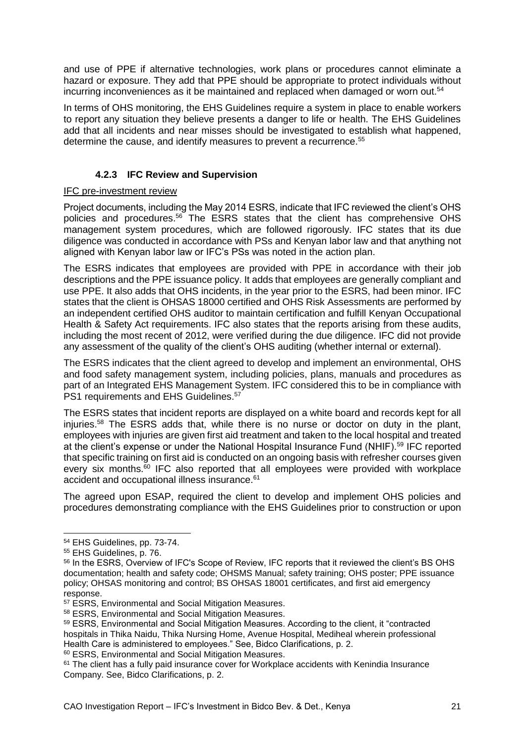and use of PPE if alternative technologies, work plans or procedures cannot eliminate a hazard or exposure. They add that PPE should be appropriate to protect individuals without incurring inconveniences as it be maintained and replaced when damaged or worn out.[54]

In terms of OHS monitoring, the EHS Guidelines require a system in place to enable workers to report any situation they believe presents a danger to life or health. The EHS Guidelines add that all incidents and near misses should be investigated to establish what happened, determine the cause, and identify measures to prevent a recurrence.[55]

### 4.2.3 IFC Review and Supervision

IFC pre-investment review

Project documents, including the May 2014 ESRS, indicate that IFC reviewed the client's OHS policies and procedures.[56] The ESRS states that the client has comprehensive OHS management system procedures, which are followed rigorously. IFC states that its due diligence was conducted in accordance with PSs and Kenyan labor law and that anything not aligned with Kenyan labor law or IFC's PSs was noted in the action plan.

The ESRS indicates that employees are provided with PPE in accordance with their job descriptions and the PPE issuance policy. It adds that employees are generally compliant and use PPE. It also adds that OHS incidents, in the year prior to the ESRS, had been minor. IFC states that the client is OHSAS 18000 certified and OHS Risk Assessments are performed by an independent certified OHS auditor to maintain certification and fulfill Kenyan Occupational Health & Safety Act requirements. IFC also states that the reports arising from these audits, including the most recent of 2012, were verified during the due diligence. IFC did not provide any assessment of the quality of the client's OHS auditing (whether internal or external).

The ESRS indicates that the client agreed to develop and implement an environmental, OHS and food safety management system, including policies, plans, manuals and procedures as part of an Integrated EHS Management System. IFC considered this to be in compliance with PS1 requirements and EHS Guidelines.[57]

The ESRS states that incident reports are displayed on a white board and records kept for all injuries.[58] The ESRS adds that, while there is no nurse or doctor on duty in the plant, employees with injuries are given first aid treatment and taken to the local hospital and treated at the client's expense or under the National Hospital Insurance Fund (NHIF).[59] IFC reported that specific training on first aid is conducted on an ongoing basis with refresher courses given every six months.[60] IFC also reported that all employees were provided with workplace accident and occupational illness insurance.[61]

The agreed upon ESAP, required the client to develop and implement OHS policies and procedures demonstrating compliance with the EHS Guidelines prior to construction or upon

---

[54] EHS Guidelines, pp. 73-74.

[55] EHS Guidelines, p. 76.

[56] In the ESRS, Overview of IFC's Scope of Review, IFC reports that it reviewed the client's BS OHS documentation; health and safety code; OHSMS Manual; safety training; OHS poster; PPE issuance policy; OHSAS monitoring and control; BS OHSAS 18001 certificates, and first aid emergency response.

[57] ESRS, Environmental and Social Mitigation Measures.

[58] ESRS, Environmental and Social Mitigation Measures.

[59] ESRS, Environmental and Social Mitigation Measures. According to the client, it "contracted hospitals in Thika Naidu, Thika Nursing Home, Avenue Hospital, Mediheal wherein professional Health Care is administered to employees." See, Bidco Clarifications, p. 2.

[60] ESRS, Environmental and Social Mitigation Measures.

[61] The client has a fully paid insurance cover for Workplace accidents with Kenindia Insurance Company. See, Bidco Clarifications, p. 2.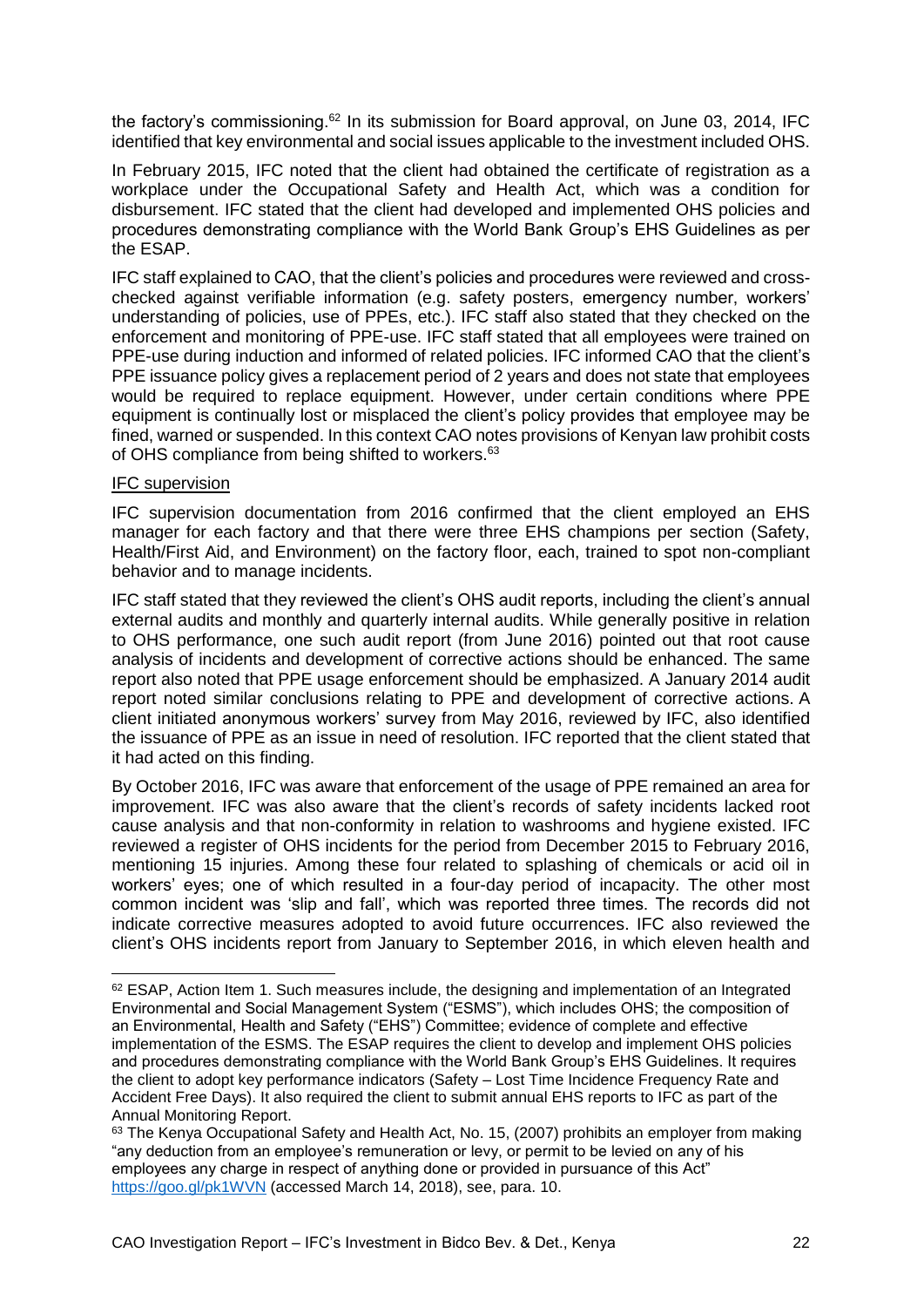the factory's commissioning.[62] In its submission for Board approval, on June 03, 2014, IFC identified that key environmental and social issues applicable to the investment included OHS.

In February 2015, IFC noted that the client had obtained the certificate of registration as a workplace under the Occupational Safety and Health Act, which was a condition for disbursement. IFC stated that the client had developed and implemented OHS policies and procedures demonstrating compliance with the World Bank Group's EHS Guidelines as per the ESAP.

IFC staff explained to CAO, that the client's policies and procedures were reviewed and cross-checked against verifiable information (e.g. safety posters, emergency number, workers' understanding of policies, use of PPEs, etc.). IFC staff also stated that they checked on the enforcement and monitoring of PPE-use. IFC staff stated that all employees were trained on PPE-use during induction and informed of related policies. IFC informed CAO that the client's PPE issuance policy gives a replacement period of 2 years and does not state that employees would be required to replace equipment. However, under certain conditions where PPE equipment is continually lost or misplaced the client's policy provides that employee may be fined, warned or suspended. In this context CAO notes provisions of Kenyan law prohibit costs of OHS compliance from being shifted to workers.[63]

IFC supervision

IFC supervision documentation from 2016 confirmed that the client employed an EHS manager for each factory and that there were three EHS champions per section (Safety, Health/First Aid, and Environment) on the factory floor, each, trained to spot non-compliant behavior and to manage incidents.

IFC staff stated that they reviewed the client's OHS audit reports, including the client's annual external audits and monthly and quarterly internal audits. While generally positive in relation to OHS performance, one such audit report (from June 2016) pointed out that root cause analysis of incidents and development of corrective actions should be enhanced. The same report also noted that PPE usage enforcement should be emphasized. A January 2014 audit report noted similar conclusions relating to PPE and development of corrective actions. A client initiated anonymous workers' survey from May 2016, reviewed by IFC, also identified the issuance of PPE as an issue in need of resolution. IFC reported that the client stated that it had acted on this finding.

By October 2016, IFC was aware that enforcement of the usage of PPE remained an area for improvement. IFC was also aware that the client's records of safety incidents lacked root cause analysis and that non-conformity in relation to washrooms and hygiene existed. IFC reviewed a register of OHS incidents for the period from December 2015 to February 2016, mentioning 15 injuries. Among these four related to splashing of chemicals or acid oil in workers' eyes; one of which resulted in a four-day period of incapacity. The other most common incident was 'slip and fall', which was reported three times. The records did not indicate corrective measures adopted to avoid future occurrences. IFC also reviewed the client's OHS incidents report from January to September 2016, in which eleven health and

---

[62] ESAP, Action Item 1. Such measures include, the designing and implementation of an Integrated Environmental and Social Management System ("ESMS"), which includes OHS; the composition of an Environmental, Health and Safety ("EHS") Committee; evidence of complete and effective implementation of the ESMS. The ESAP requires the client to develop and implement OHS policies and procedures demonstrating compliance with the World Bank Group's EHS Guidelines. It requires the client to adopt key performance indicators (Safety – Lost Time Incidence Frequency Rate and Accident Free Days). It also required the client to submit annual EHS reports to IFC as part of the Annual Monitoring Report.

[63] The Kenya Occupational Safety and Health Act, No. 15, (2007) prohibits an employer from making "any deduction from an employee's remuneration or levy, or permit to be levied on any of his employees any charge in respect of anything done or provided in pursuance of this Act" https://goo.gl/pk1WVN (accessed March 14, 2018), see, para. 10.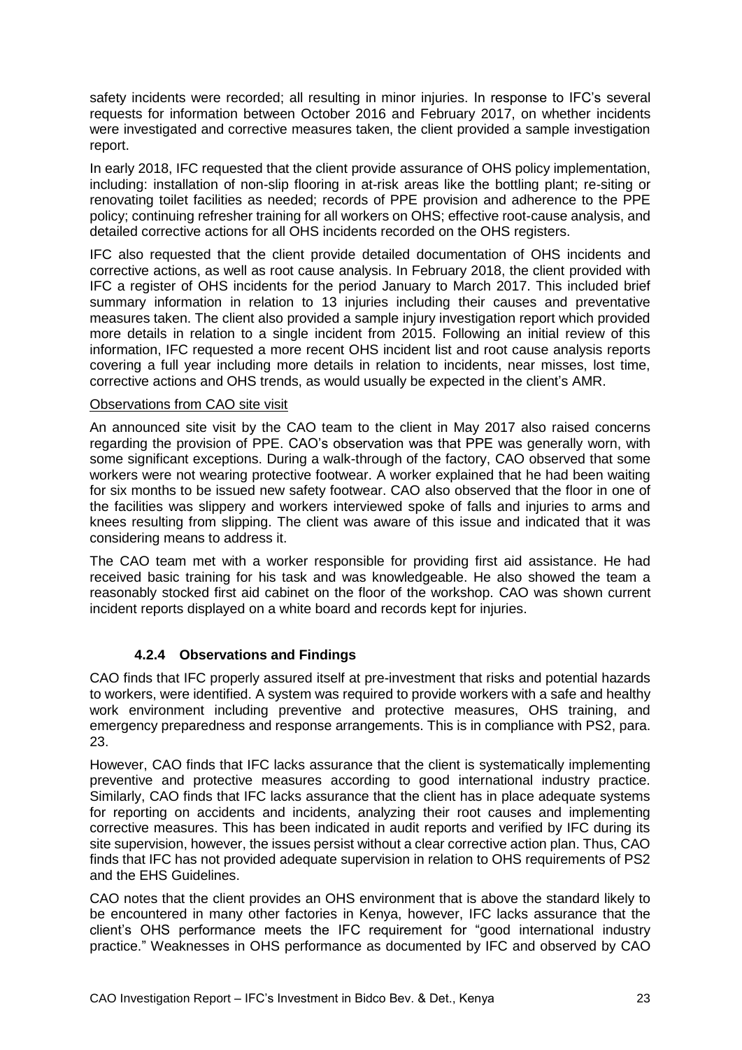safety incidents were recorded; all resulting in minor injuries. In response to IFC's several requests for information between October 2016 and February 2017, on whether incidents were investigated and corrective measures taken, the client provided a sample investigation report.

In early 2018, IFC requested that the client provide assurance of OHS policy implementation, including: installation of non-slip flooring in at-risk areas like the bottling plant; re-siting or renovating toilet facilities as needed; records of PPE provision and adherence to the PPE policy; continuing refresher training for all workers on OHS; effective root-cause analysis, and detailed corrective actions for all OHS incidents recorded on the OHS registers.

IFC also requested that the client provide detailed documentation of OHS incidents and corrective actions, as well as root cause analysis. In February 2018, the client provided with IFC a register of OHS incidents for the period January to March 2017. This included brief summary information in relation to 13 injuries including their causes and preventative measures taken. The client also provided a sample injury investigation report which provided more details in relation to a single incident from 2015. Following an initial review of this information, IFC requested a more recent OHS incident list and root cause analysis reports covering a full year including more details in relation to incidents, near misses, lost time, corrective actions and OHS trends, as would usually be expected in the client's AMR.

Observations from CAO site visit

An announced site visit by the CAO team to the client in May 2017 also raised concerns regarding the provision of PPE. CAO's observation was that PPE was generally worn, with some significant exceptions. During a walk-through of the factory, CAO observed that some workers were not wearing protective footwear. A worker explained that he had been waiting for six months to be issued new safety footwear. CAO also observed that the floor in one of the facilities was slippery and workers interviewed spoke of falls and injuries to arms and knees resulting from slipping. The client was aware of this issue and indicated that it was considering means to address it.

The CAO team met with a worker responsible for providing first aid assistance. He had received basic training for his task and was knowledgeable. He also showed the team a reasonably stocked first aid cabinet on the floor of the workshop. CAO was shown current incident reports displayed on a white board and records kept for injuries.

#### 4.2.4 Observations and Findings

CAO finds that IFC properly assured itself at pre-investment that risks and potential hazards to workers, were identified. A system was required to provide workers with a safe and healthy work environment including preventive and protective measures, OHS training, and emergency preparedness and response arrangements. This is in compliance with PS2, para. 23.

However, CAO finds that IFC lacks assurance that the client is systematically implementing preventive and protective measures according to good international industry practice. Similarly, CAO finds that IFC lacks assurance that the client has in place adequate systems for reporting on accidents and incidents, analyzing their root causes and implementing corrective measures. This has been indicated in audit reports and verified by IFC during its site supervision, however, the issues persist without a clear corrective action plan. Thus, CAO finds that IFC has not provided adequate supervision in relation to OHS requirements of PS2 and the EHS Guidelines.

CAO notes that the client provides an OHS environment that is above the standard likely to be encountered in many other factories in Kenya, however, IFC lacks assurance that the client's OHS performance meets the IFC requirement for "good international industry practice." Weaknesses in OHS performance as documented by IFC and observed by CAO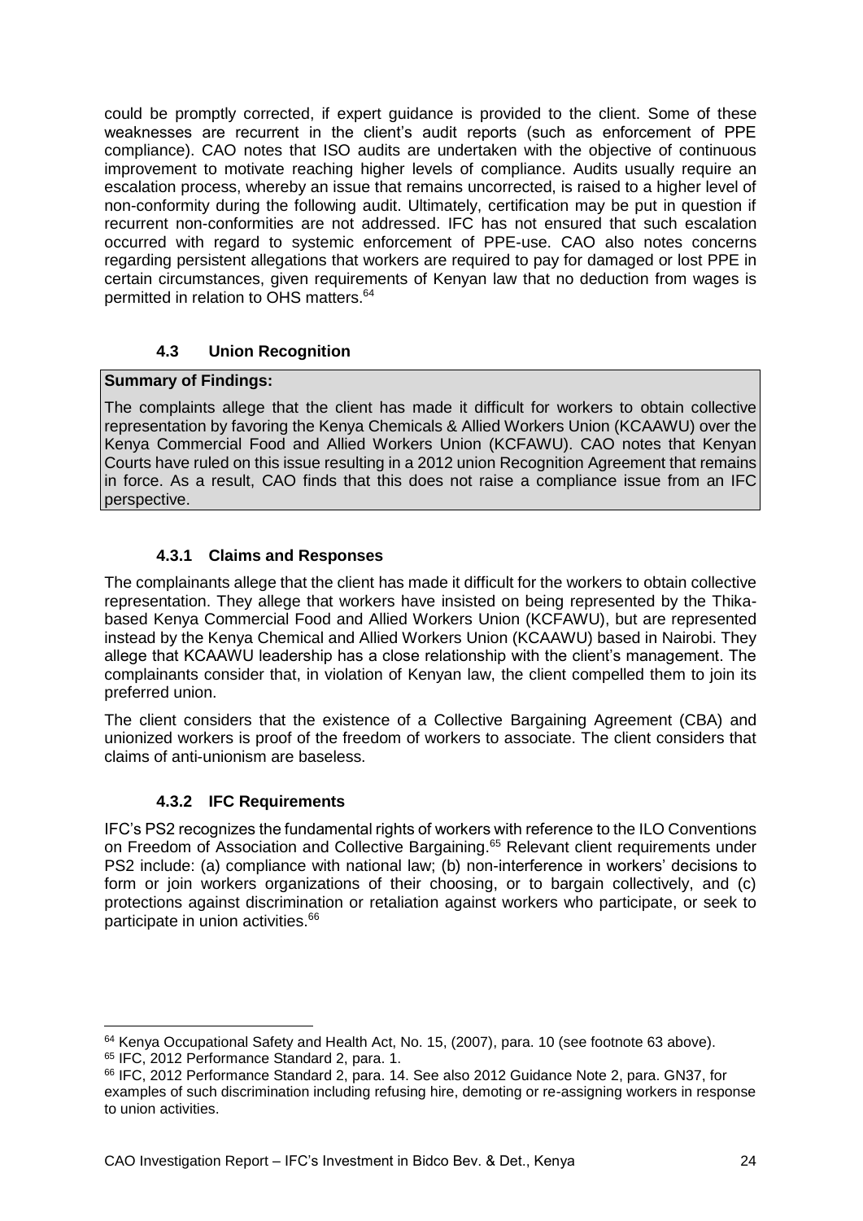could be promptly corrected, if expert guidance is provided to the client. Some of these weaknesses are recurrent in the client's audit reports (such as enforcement of PPE compliance). CAO notes that ISO audits are undertaken with the objective of continuous improvement to motivate reaching higher levels of compliance. Audits usually require an escalation process, whereby an issue that remains uncorrected, is raised to a higher level of non-conformity during the following audit. Ultimately, certification may be put in question if recurrent non-conformities are not addressed. IFC has not ensured that such escalation occurred with regard to systemic enforcement of PPE-use. CAO also notes concerns regarding persistent allegations that workers are required to pay for damaged or lost PPE in certain circumstances, given requirements of Kenyan law that no deduction from wages is permitted in relation to OHS matters.[64]

### 4.3 Union Recognition

**Summary of Findings:**

The complaints allege that the client has made it difficult for workers to obtain collective representation by favoring the Kenya Chemicals & Allied Workers Union (KCAAWU) over the Kenya Commercial Food and Allied Workers Union (KCFAWU). CAO notes that Kenyan Courts have ruled on this issue resulting in a 2012 union Recognition Agreement that remains in force. As a result, CAO finds that this does not raise a compliance issue from an IFC perspective.

#### 4.3.1 Claims and Responses

The complainants allege that the client has made it difficult for the workers to obtain collective representation. They allege that workers have insisted on being represented by the Thika-based Kenya Commercial Food and Allied Workers Union (KCFAWU), but are represented instead by the Kenya Chemical and Allied Workers Union (KCAAWU) based in Nairobi. They allege that KCAAWU leadership has a close relationship with the client's management. The complainants consider that, in violation of Kenyan law, the client compelled them to join its preferred union.

The client considers that the existence of a Collective Bargaining Agreement (CBA) and unionized workers is proof of the freedom of workers to associate. The client considers that claims of anti-unionism are baseless.

#### 4.3.2 IFC Requirements

IFC's PS2 recognizes the fundamental rights of workers with reference to the ILO Conventions on Freedom of Association and Collective Bargaining.[65] Relevant client requirements under PS2 include: (a) compliance with national law; (b) non-interference in workers' decisions to form or join workers organizations of their choosing, or to bargain collectively, and (c) protections against discrimination or retaliation against workers who participate, or seek to participate in union activities.[66]

---

[64] Kenya Occupational Safety and Health Act, No. 15, (2007), para. 10 (see footnote 63 above).

[65] IFC, 2012 Performance Standard 2, para. 1.

[66] IFC, 2012 Performance Standard 2, para. 14. See also 2012 Guidance Note 2, para. GN37, for examples of such discrimination including refusing hire, demoting or re-assigning workers in response to union activities.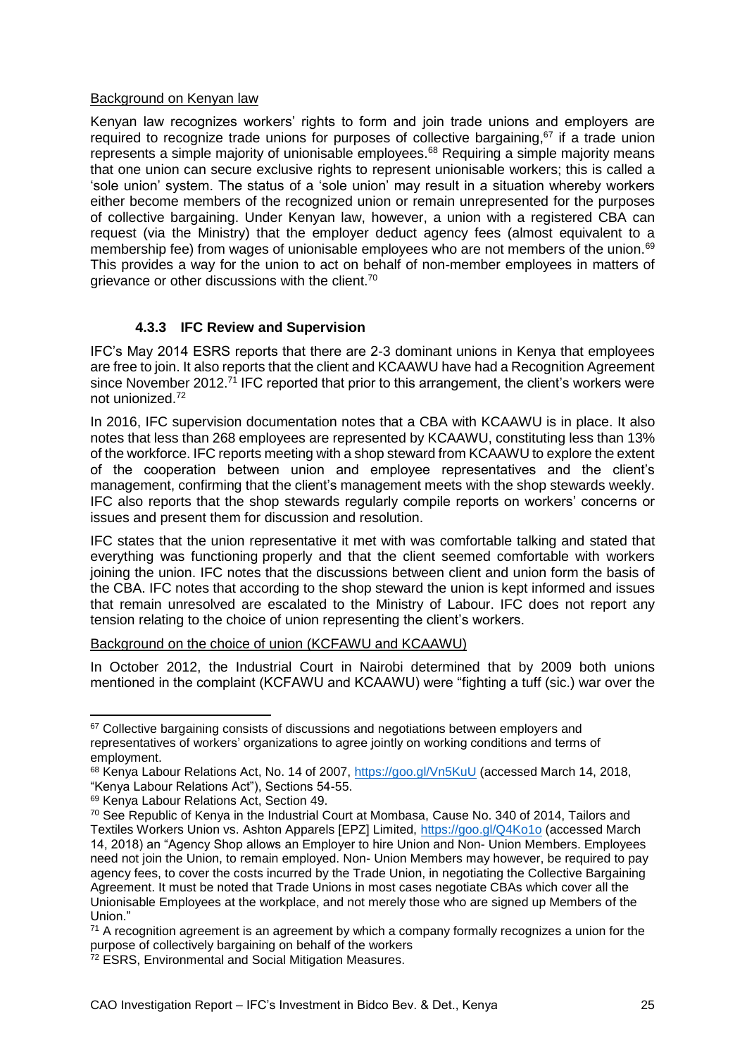Background on Kenyan law

Kenyan law recognizes workers' rights to form and join trade unions and employers are required to recognize trade unions for purposes of collective bargaining,[67] if a trade union represents a simple majority of unionisable employees.[68] Requiring a simple majority means that one union can secure exclusive rights to represent unionisable workers; this is called a 'sole union' system. The status of a 'sole union' may result in a situation whereby workers either become members of the recognized union or remain unrepresented for the purposes of collective bargaining. Under Kenyan law, however, a union with a registered CBA can request (via the Ministry) that the employer deduct agency fees (almost equivalent to a membership fee) from wages of unionisable employees who are not members of the union.[69] This provides a way for the union to act on behalf of non-member employees in matters of grievance or other discussions with the client.[70]

### 4.3.3 IFC Review and Supervision

IFC's May 2014 ESRS reports that there are 2-3 dominant unions in Kenya that employees are free to join. It also reports that the client and KCAAWU have had a Recognition Agreement since November 2012.[71] IFC reported that prior to this arrangement, the client's workers were not unionized.[72]

In 2016, IFC supervision documentation notes that a CBA with KCAAWU is in place. It also notes that less than 268 employees are represented by KCAAWU, constituting less than 13% of the workforce. IFC reports meeting with a shop steward from KCAAWU to explore the extent of the cooperation between union and employee representatives and the client's management, confirming that the client's management meets with the shop stewards weekly. IFC also reports that the shop stewards regularly compile reports on workers' concerns or issues and present them for discussion and resolution.

IFC states that the union representative it met with was comfortable talking and stated that everything was functioning properly and that the client seemed comfortable with workers joining the union. IFC notes that the discussions between client and union form the basis of the CBA. IFC notes that according to the shop steward the union is kept informed and issues that remain unresolved are escalated to the Ministry of Labour. IFC does not report any tension relating to the choice of union representing the client's workers.

Background on the choice of union (KCFAWU and KCAAWU)

In October 2012, the Industrial Court in Nairobi determined that by 2009 both unions mentioned in the complaint (KCFAWU and KCAAWU) were "fighting a tuff (sic.) war over the

---

[67] Collective bargaining consists of discussions and negotiations between employers and representatives of workers' organizations to agree jointly on working conditions and terms of employment.

[68] Kenya Labour Relations Act, No. 14 of 2007, https://goo.gl/Vn5KuU (accessed March 14, 2018, "Kenya Labour Relations Act"), Sections 54-55.

[69] Kenya Labour Relations Act, Section 49.

[70] See Republic of Kenya in the Industrial Court at Mombasa, Cause No. 340 of 2014, Tailors and Textiles Workers Union vs. Ashton Apparels [EPZ] Limited, https://goo.gl/Q4Ko1o (accessed March 14, 2018) an "Agency Shop allows an Employer to hire Union and Non- Union Members. Employees need not join the Union, to remain employed. Non- Union Members may however, be required to pay agency fees, to cover the costs incurred by the Trade Union, in negotiating the Collective Bargaining Agreement. It must be noted that Trade Unions in most cases negotiate CBAs which cover all the Unionisable Employees at the workplace, and not merely those who are signed up Members of the Union."

[71] A recognition agreement is an agreement by which a company formally recognizes a union for the purpose of collectively bargaining on behalf of the workers

[72] ESRS, Environmental and Social Mitigation Measures.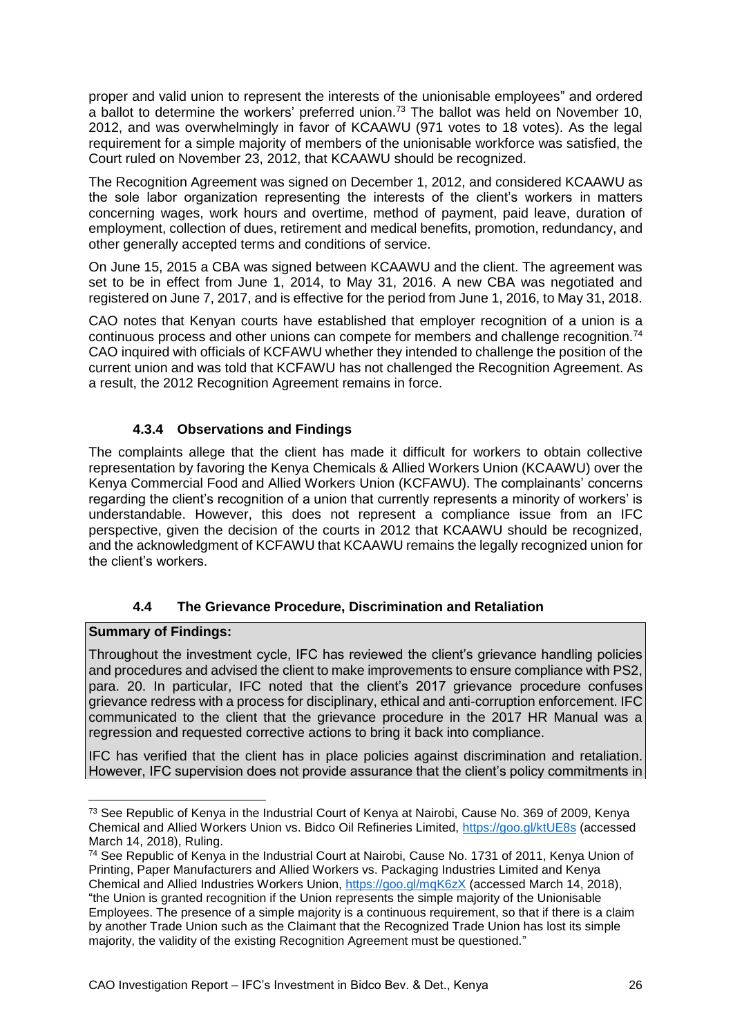proper and valid union to represent the interests of the unionisable employees" and ordered a ballot to determine the workers' preferred union.[73] The ballot was held on November 10, 2012, and was overwhelmingly in favor of KCAAWU (971 votes to 18 votes). As the legal requirement for a simple majority of members of the unionisable workforce was satisfied, the Court ruled on November 23, 2012, that KCAAWU should be recognized.

The Recognition Agreement was signed on December 1, 2012, and considered KCAAWU as the sole labor organization representing the interests of the client's workers in matters concerning wages, work hours and overtime, method of payment, paid leave, duration of employment, collection of dues, retirement and medical benefits, promotion, redundancy, and other generally accepted terms and conditions of service.

On June 15, 2015 a CBA was signed between KCAAWU and the client. The agreement was set to be in effect from June 1, 2014, to May 31, 2016. A new CBA was negotiated and registered on June 7, 2017, and is effective for the period from June 1, 2016, to May 31, 2018.

CAO notes that Kenyan courts have established that employer recognition of a union is a continuous process and other unions can compete for members and challenge recognition.[74] CAO inquired with officials of KCFAWU whether they intended to challenge the position of the current union and was told that KCFAWU has not challenged the Recognition Agreement. As a result, the 2012 Recognition Agreement remains in force.

#### 4.3.4 Observations and Findings

The complaints allege that the client has made it difficult for workers to obtain collective representation by favoring the Kenya Chemicals & Allied Workers Union (KCAAWU) over the Kenya Commercial Food and Allied Workers Union (KCFAWU). The complainants' concerns regarding the client's recognition of a union that currently represents a minority of workers' is understandable. However, this does not represent a compliance issue from an IFC perspective, given the decision of the courts in 2012 that KCAAWU should be recognized, and the acknowledgment of KCFAWU that KCAAWU remains the legally recognized union for the client's workers.

### 4.4 The Grievance Procedure, Discrimination and Retaliation

**Summary of Findings:**

Throughout the investment cycle, IFC has reviewed the client's grievance handling policies and procedures and advised the client to make improvements to ensure compliance with PS2, para. 20. In particular, IFC noted that the client's 2017 grievance procedure confuses grievance redress with a process for disciplinary, ethical and anti-corruption enforcement. IFC communicated to the client that the grievance procedure in the 2017 HR Manual was a regression and requested corrective actions to bring it back into compliance.

IFC has verified that the client has in place policies against discrimination and retaliation. However, IFC supervision does not provide assurance that the client's policy commitments in

---

[73] See Republic of Kenya in the Industrial Court of Kenya at Nairobi, Cause No. 369 of 2009, Kenya Chemical and Allied Workers Union vs. Bidco Oil Refineries Limited, https://goo.gl/ktUE8s (accessed March 14, 2018), Ruling.

[74] See Republic of Kenya in the Industrial Court at Nairobi, Cause No. 1731 of 2011, Kenya Union of Printing, Paper Manufacturers and Allied Workers vs. Packaging Industries Limited and Kenya Chemical and Allied Industries Workers Union, https://goo.gl/mqK6zX (accessed March 14, 2018), "the Union is granted recognition if the Union represents the simple majority of the Unionisable Employees. The presence of a simple majority is a continuous requirement, so that if there is a claim by another Trade Union such as the Claimant that the Recognized Trade Union has lost its simple majority, the validity of the existing Recognition Agreement must be questioned."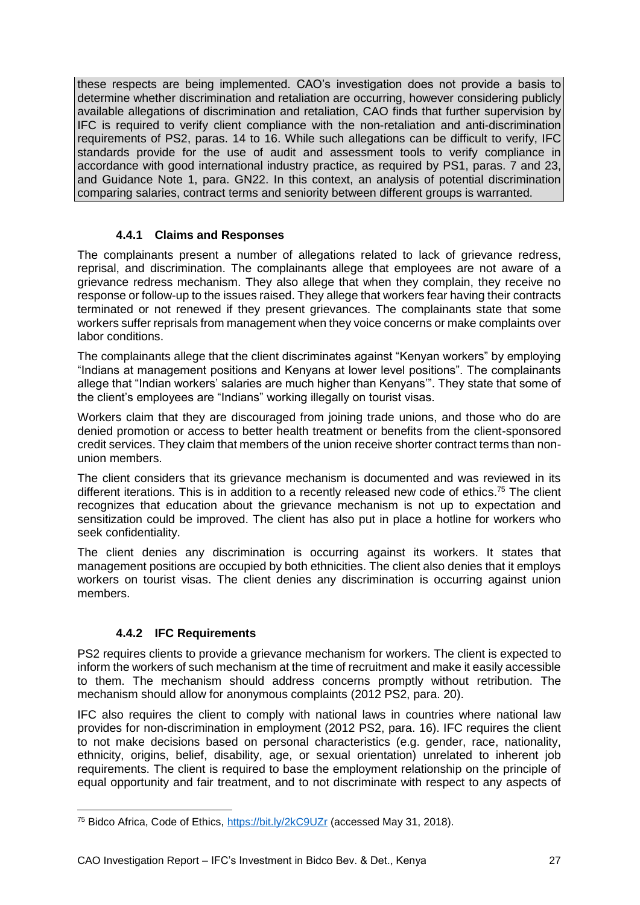these respects are being implemented. CAO's investigation does not provide a basis to determine whether discrimination and retaliation are occurring, however considering publicly available allegations of discrimination and retaliation, CAO finds that further supervision by IFC is required to verify client compliance with the non-retaliation and anti-discrimination requirements of PS2, paras. 14 to 16. While such allegations can be difficult to verify, IFC standards provide for the use of audit and assessment tools to verify compliance in accordance with good international industry practice, as required by PS1, paras. 7 and 23, and Guidance Note 1, para. GN22. In this context, an analysis of potential discrimination comparing salaries, contract terms and seniority between different groups is warranted.

### 4.4.1 Claims and Responses

The complainants present a number of allegations related to lack of grievance redress, reprisal, and discrimination. The complainants allege that employees are not aware of a grievance redress mechanism. They also allege that when they complain, they receive no response or follow-up to the issues raised. They allege that workers fear having their contracts terminated or not renewed if they present grievances. The complainants state that some workers suffer reprisals from management when they voice concerns or make complaints over labor conditions.

The complainants allege that the client discriminates against "Kenyan workers" by employing "Indians at management positions and Kenyans at lower level positions". The complainants allege that "Indian workers' salaries are much higher than Kenyans'". They state that some of the client's employees are "Indians" working illegally on tourist visas.

Workers claim that they are discouraged from joining trade unions, and those who do are denied promotion or access to better health treatment or benefits from the client-sponsored credit services. They claim that members of the union receive shorter contract terms than non-union members.

The client considers that its grievance mechanism is documented and was reviewed in its different iterations. This is in addition to a recently released new code of ethics.[75] The client recognizes that education about the grievance mechanism is not up to expectation and sensitization could be improved. The client has also put in place a hotline for workers who seek confidentiality.

The client denies any discrimination is occurring against its workers. It states that management positions are occupied by both ethnicities. The client also denies that it employs workers on tourist visas. The client denies any discrimination is occurring against union members.

### 4.4.2 IFC Requirements

PS2 requires clients to provide a grievance mechanism for workers. The client is expected to inform the workers of such mechanism at the time of recruitment and make it easily accessible to them. The mechanism should address concerns promptly without retribution. The mechanism should allow for anonymous complaints (2012 PS2, para. 20).

IFC also requires the client to comply with national laws in countries where national law provides for non-discrimination in employment (2012 PS2, para. 16). IFC requires the client to not make decisions based on personal characteristics (e.g. gender, race, nationality, ethnicity, origins, belief, disability, age, or sexual orientation) unrelated to inherent job requirements. The client is required to base the employment relationship on the principle of equal opportunity and fair treatment, and to not discriminate with respect to any aspects of

[75] Bidco Africa, Code of Ethics, https://bit.ly/2kC9UZr (accessed May 31, 2018).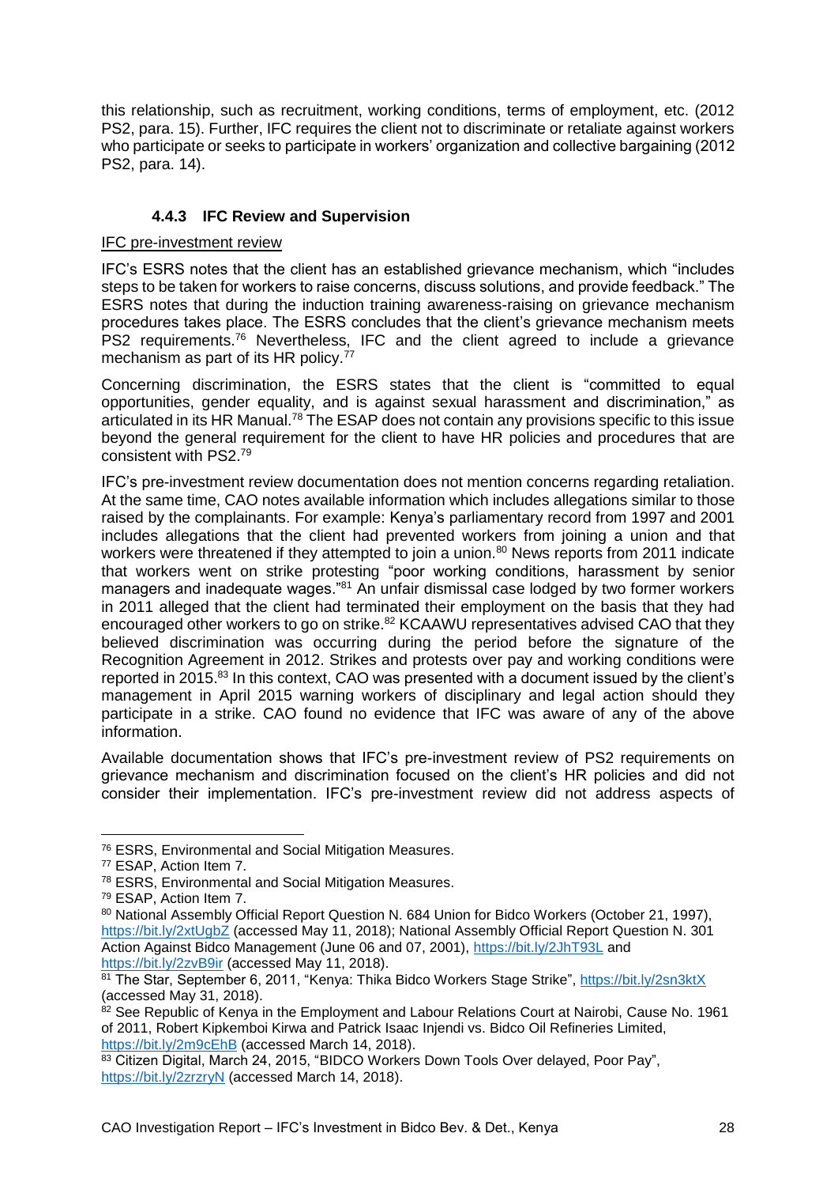this relationship, such as recruitment, working conditions, terms of employment, etc. (2012 PS2, para. 15). Further, IFC requires the client not to discriminate or retaliate against workers who participate or seeks to participate in workers' organization and collective bargaining (2012 PS2, para. 14).

#### 4.4.3 IFC Review and Supervision

IFC pre-investment review

IFC's ESRS notes that the client has an established grievance mechanism, which "includes steps to be taken for workers to raise concerns, discuss solutions, and provide feedback." The ESRS notes that during the induction training awareness-raising on grievance mechanism procedures takes place. The ESRS concludes that the client's grievance mechanism meets PS2 requirements.[76] Nevertheless, IFC and the client agreed to include a grievance mechanism as part of its HR policy.[77]

Concerning discrimination, the ESRS states that the client is "committed to equal opportunities, gender equality, and is against sexual harassment and discrimination," as articulated in its HR Manual.[78] The ESAP does not contain any provisions specific to this issue beyond the general requirement for the client to have HR policies and procedures that are consistent with PS2.[79]

IFC's pre-investment review documentation does not mention concerns regarding retaliation. At the same time, CAO notes available information which includes allegations similar to those raised by the complainants. For example: Kenya's parliamentary record from 1997 and 2001 includes allegations that the client had prevented workers from joining a union and that workers were threatened if they attempted to join a union.[80] News reports from 2011 indicate that workers went on strike protesting "poor working conditions, harassment by senior managers and inadequate wages."[81] An unfair dismissal case lodged by two former workers in 2011 alleged that the client had terminated their employment on the basis that they had encouraged other workers to go on strike.[82] KCAAWU representatives advised CAO that they believed discrimination was occurring during the period before the signature of the Recognition Agreement in 2012. Strikes and protests over pay and working conditions were reported in 2015.[83] In this context, CAO was presented with a document issued by the client's management in April 2015 warning workers of disciplinary and legal action should they participate in a strike. CAO found no evidence that IFC was aware of any of the above information.

Available documentation shows that IFC's pre-investment review of PS2 requirements on grievance mechanism and discrimination focused on the client's HR policies and did not consider their implementation. IFC's pre-investment review did not address aspects of

---

[76] ESRS, Environmental and Social Mitigation Measures.

[77] ESAP, Action Item 7.

[78] ESRS, Environmental and Social Mitigation Measures.

[79] ESAP, Action Item 7.

[80] National Assembly Official Report Question N. 684 Union for Bidco Workers (October 21, 1997), https://bit.ly/2xtUgbZ (accessed May 11, 2018); National Assembly Official Report Question N. 301 Action Against Bidco Management (June 06 and 07, 2001), https://bit.ly/2JhT93L and https://bit.ly/2zvB9ir (accessed May 11, 2018).

[81] The Star, September 6, 2011, "Kenya: Thika Bidco Workers Stage Strike", https://bit.ly/2sn3ktX (accessed May 31, 2018).

[82] See Republic of Kenya in the Employment and Labour Relations Court at Nairobi, Cause No. 1961 of 2011, Robert Kipkemboi Kirwa and Patrick Isaac Injendi vs. Bidco Oil Refineries Limited, https://bit.ly/2m9cEhB (accessed March 14, 2018).

[83] Citizen Digital, March 24, 2015, "BIDCO Workers Down Tools Over delayed, Poor Pay", https://bit.ly/2zrzryN (accessed March 14, 2018).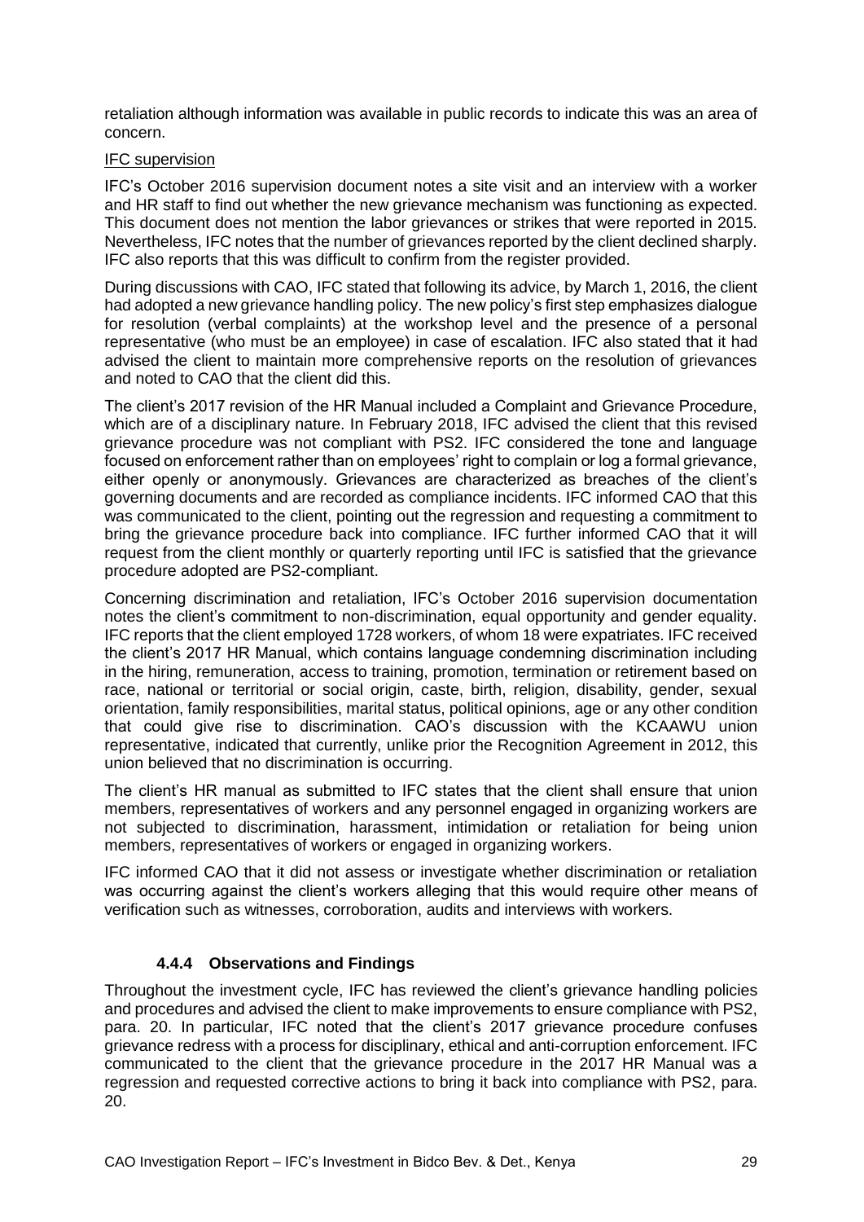retaliation although information was available in public records to indicate this was an area of concern.

IFC supervision

IFC's October 2016 supervision document notes a site visit and an interview with a worker and HR staff to find out whether the new grievance mechanism was functioning as expected. This document does not mention the labor grievances or strikes that were reported in 2015. Nevertheless, IFC notes that the number of grievances reported by the client declined sharply. IFC also reports that this was difficult to confirm from the register provided.

During discussions with CAO, IFC stated that following its advice, by March 1, 2016, the client had adopted a new grievance handling policy. The new policy's first step emphasizes dialogue for resolution (verbal complaints) at the workshop level and the presence of a personal representative (who must be an employee) in case of escalation. IFC also stated that it had advised the client to maintain more comprehensive reports on the resolution of grievances and noted to CAO that the client did this.

The client's 2017 revision of the HR Manual included a Complaint and Grievance Procedure, which are of a disciplinary nature. In February 2018, IFC advised the client that this revised grievance procedure was not compliant with PS2. IFC considered the tone and language focused on enforcement rather than on employees' right to complain or log a formal grievance, either openly or anonymously. Grievances are characterized as breaches of the client's governing documents and are recorded as compliance incidents. IFC informed CAO that this was communicated to the client, pointing out the regression and requesting a commitment to bring the grievance procedure back into compliance. IFC further informed CAO that it will request from the client monthly or quarterly reporting until IFC is satisfied that the grievance procedure adopted are PS2-compliant.

Concerning discrimination and retaliation, IFC's October 2016 supervision documentation notes the client's commitment to non-discrimination, equal opportunity and gender equality. IFC reports that the client employed 1728 workers, of whom 18 were expatriates. IFC received the client's 2017 HR Manual, which contains language condemning discrimination including in the hiring, remuneration, access to training, promotion, termination or retirement based on race, national or territorial or social origin, caste, birth, religion, disability, gender, sexual orientation, family responsibilities, marital status, political opinions, age or any other condition that could give rise to discrimination. CAO's discussion with the KCAAWU union representative, indicated that currently, unlike prior the Recognition Agreement in 2012, this union believed that no discrimination is occurring.

The client's HR manual as submitted to IFC states that the client shall ensure that union members, representatives of workers and any personnel engaged in organizing workers are not subjected to discrimination, harassment, intimidation or retaliation for being union members, representatives of workers or engaged in organizing workers.

IFC informed CAO that it did not assess or investigate whether discrimination or retaliation was occurring against the client's workers alleging that this would require other means of verification such as witnesses, corroboration, audits and interviews with workers.

#### 4.4.4 Observations and Findings

Throughout the investment cycle, IFC has reviewed the client's grievance handling policies and procedures and advised the client to make improvements to ensure compliance with PS2, para. 20. In particular, IFC noted that the client's 2017 grievance procedure confuses grievance redress with a process for disciplinary, ethical and anti-corruption enforcement. IFC communicated to the client that the grievance procedure in the 2017 HR Manual was a regression and requested corrective actions to bring it back into compliance with PS2, para. 20.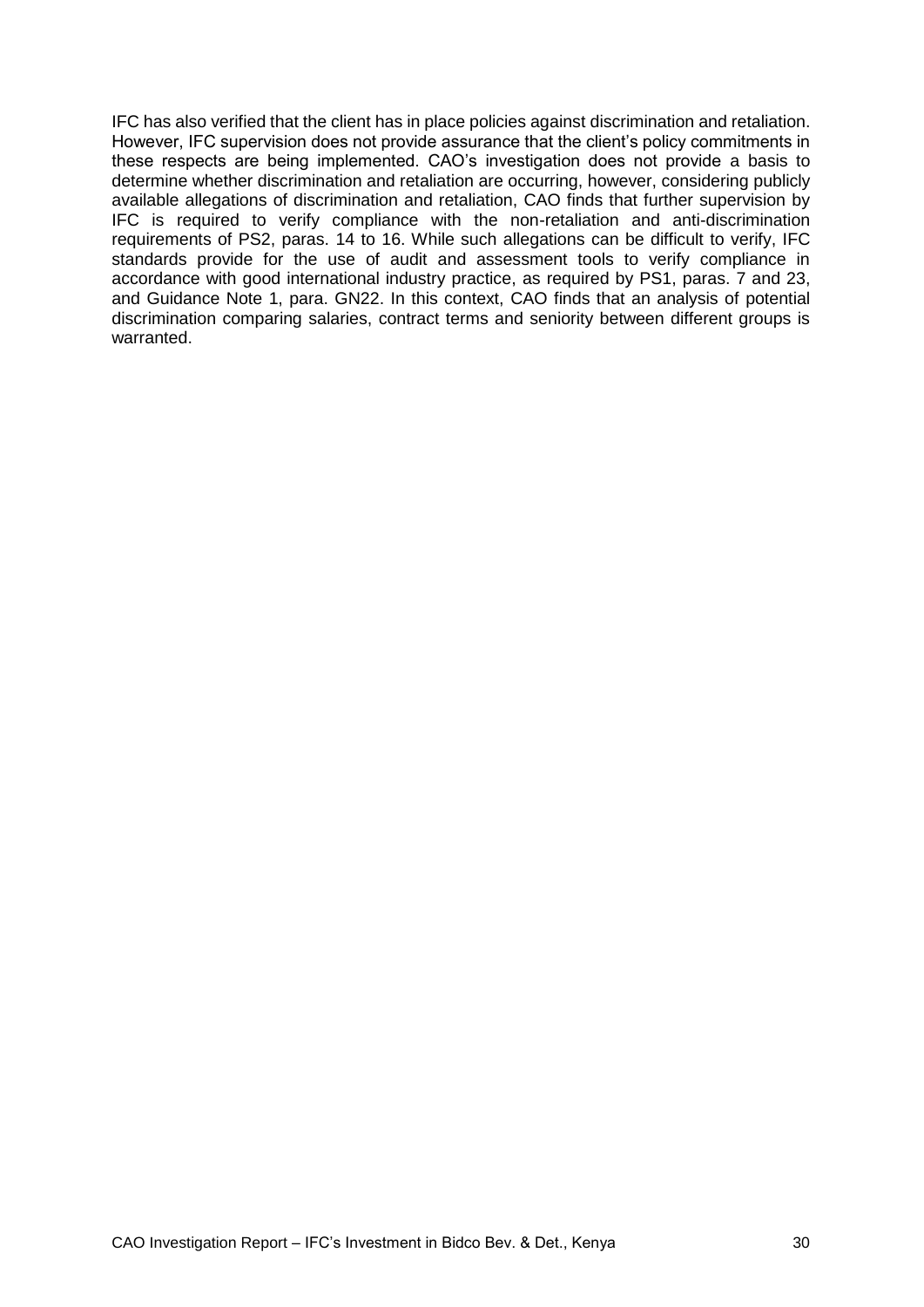IFC has also verified that the client has in place policies against discrimination and retaliation. However, IFC supervision does not provide assurance that the client's policy commitments in these respects are being implemented. CAO's investigation does not provide a basis to determine whether discrimination and retaliation are occurring, however, considering publicly available allegations of discrimination and retaliation, CAO finds that further supervision by IFC is required to verify compliance with the non-retaliation and anti-discrimination requirements of PS2, paras. 14 to 16. While such allegations can be difficult to verify, IFC standards provide for the use of audit and assessment tools to verify compliance in accordance with good international industry practice, as required by PS1, paras. 7 and 23, and Guidance Note 1, para. GN22. In this context, CAO finds that an analysis of potential discrimination comparing salaries, contract terms and seniority between different groups is warranted.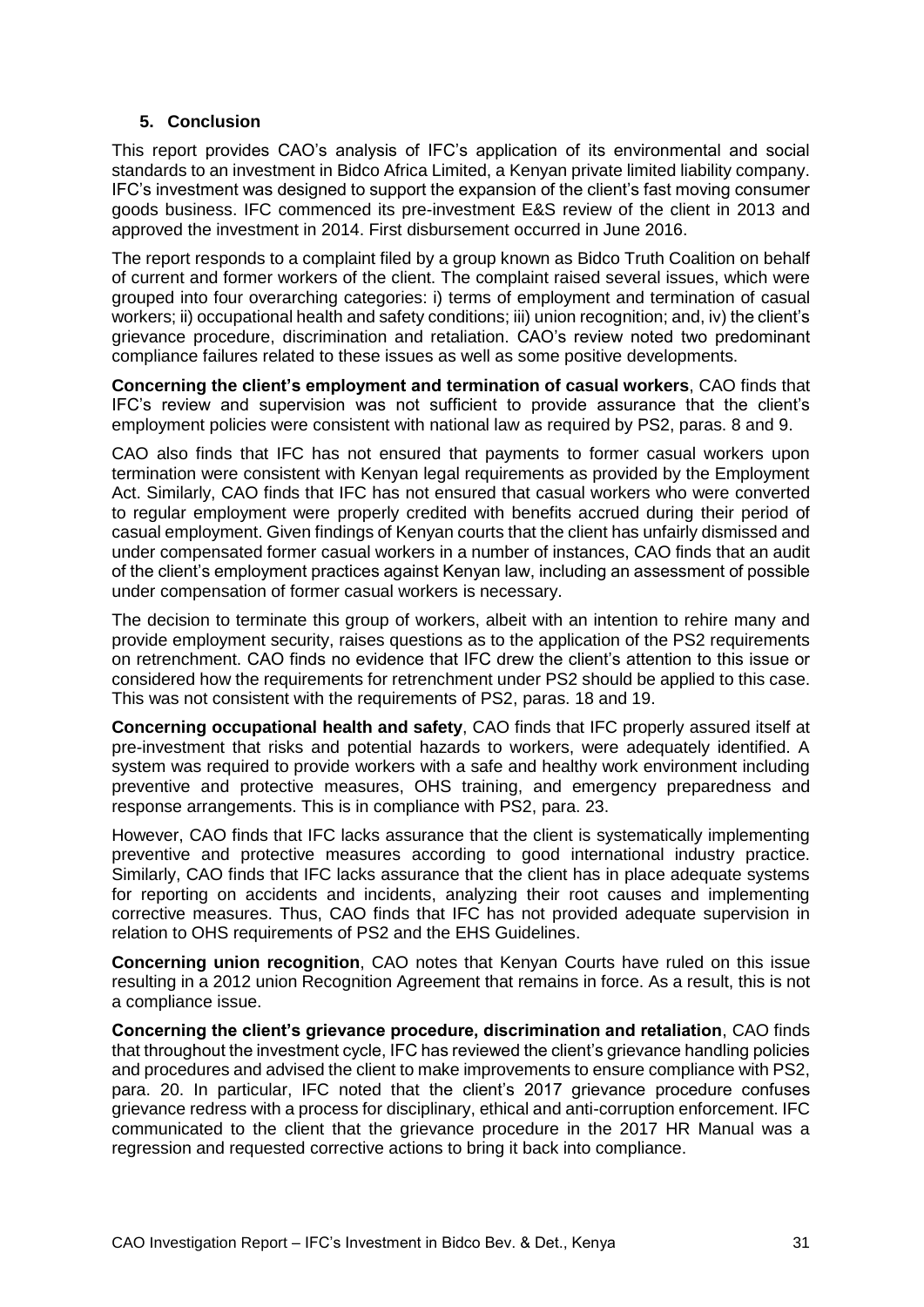## 5. Conclusion

This report provides CAO's analysis of IFC's application of its environmental and social standards to an investment in Bidco Africa Limited, a Kenyan private limited liability company. IFC's investment was designed to support the expansion of the client's fast moving consumer goods business. IFC commenced its pre-investment E&S review of the client in 2013 and approved the investment in 2014. First disbursement occurred in June 2016.

The report responds to a complaint filed by a group known as Bidco Truth Coalition on behalf of current and former workers of the client. The complaint raised several issues, which were grouped into four overarching categories: i) terms of employment and termination of casual workers; ii) occupational health and safety conditions; iii) union recognition; and, iv) the client's grievance procedure, discrimination and retaliation. CAO's review noted two predominant compliance failures related to these issues as well as some positive developments.

**Concerning the client's employment and termination of casual workers**, CAO finds that IFC's review and supervision was not sufficient to provide assurance that the client's employment policies were consistent with national law as required by PS2, paras. 8 and 9.

CAO also finds that IFC has not ensured that payments to former casual workers upon termination were consistent with Kenyan legal requirements as provided by the Employment Act. Similarly, CAO finds that IFC has not ensured that casual workers who were converted to regular employment were properly credited with benefits accrued during their period of casual employment. Given findings of Kenyan courts that the client has unfairly dismissed and under compensated former casual workers in a number of instances, CAO finds that an audit of the client's employment practices against Kenyan law, including an assessment of possible under compensation of former casual workers is necessary.

The decision to terminate this group of workers, albeit with an intention to rehire many and provide employment security, raises questions as to the application of the PS2 requirements on retrenchment. CAO finds no evidence that IFC drew the client's attention to this issue or considered how the requirements for retrenchment under PS2 should be applied to this case. This was not consistent with the requirements of PS2, paras. 18 and 19.

**Concerning occupational health and safety**, CAO finds that IFC properly assured itself at pre-investment that risks and potential hazards to workers, were adequately identified. A system was required to provide workers with a safe and healthy work environment including preventive and protective measures, OHS training, and emergency preparedness and response arrangements. This is in compliance with PS2, para. 23.

However, CAO finds that IFC lacks assurance that the client is systematically implementing preventive and protective measures according to good international industry practice. Similarly, CAO finds that IFC lacks assurance that the client has in place adequate systems for reporting on accidents and incidents, analyzing their root causes and implementing corrective measures. Thus, CAO finds that IFC has not provided adequate supervision in relation to OHS requirements of PS2 and the EHS Guidelines.

**Concerning union recognition**, CAO notes that Kenyan Courts have ruled on this issue resulting in a 2012 union Recognition Agreement that remains in force. As a result, this is not a compliance issue.

**Concerning the client's grievance procedure, discrimination and retaliation**, CAO finds that throughout the investment cycle, IFC has reviewed the client's grievance handling policies and procedures and advised the client to make improvements to ensure compliance with PS2, para. 20. In particular, IFC noted that the client's 2017 grievance procedure confuses grievance redress with a process for disciplinary, ethical and anti-corruption enforcement. IFC communicated to the client that the grievance procedure in the 2017 HR Manual was a regression and requested corrective actions to bring it back into compliance.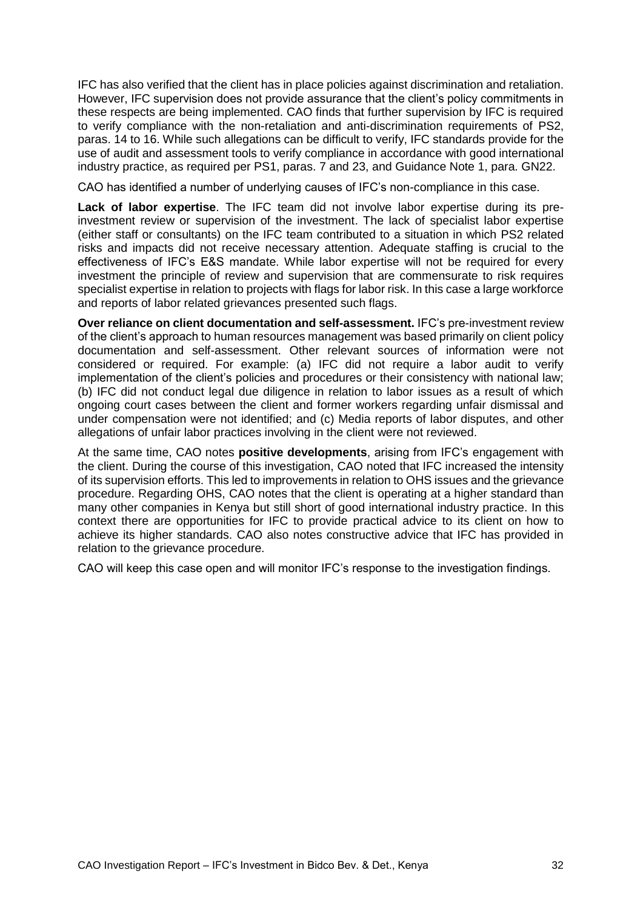IFC has also verified that the client has in place policies against discrimination and retaliation. However, IFC supervision does not provide assurance that the client's policy commitments in these respects are being implemented. CAO finds that further supervision by IFC is required to verify compliance with the non-retaliation and anti-discrimination requirements of PS2, paras. 14 to 16. While such allegations can be difficult to verify, IFC standards provide for the use of audit and assessment tools to verify compliance in accordance with good international industry practice, as required per PS1, paras. 7 and 23, and Guidance Note 1, para. GN22.

CAO has identified a number of underlying causes of IFC's non-compliance in this case.

**Lack of labor expertise**. The IFC team did not involve labor expertise during its pre-investment review or supervision of the investment. The lack of specialist labor expertise (either staff or consultants) on the IFC team contributed to a situation in which PS2 related risks and impacts did not receive necessary attention. Adequate staffing is crucial to the effectiveness of IFC's E&S mandate. While labor expertise will not be required for every investment the principle of review and supervision that are commensurate to risk requires specialist expertise in relation to projects with flags for labor risk. In this case a large workforce and reports of labor related grievances presented such flags.

**Over reliance on client documentation and self-assessment.** IFC's pre-investment review of the client's approach to human resources management was based primarily on client policy documentation and self-assessment. Other relevant sources of information were not considered or required. For example: (a) IFC did not require a labor audit to verify implementation of the client's policies and procedures or their consistency with national law; (b) IFC did not conduct legal due diligence in relation to labor issues as a result of which ongoing court cases between the client and former workers regarding unfair dismissal and under compensation were not identified; and (c) Media reports of labor disputes, and other allegations of unfair labor practices involving in the client were not reviewed.

At the same time, CAO notes **positive developments**, arising from IFC's engagement with the client. During the course of this investigation, CAO noted that IFC increased the intensity of its supervision efforts. This led to improvements in relation to OHS issues and the grievance procedure. Regarding OHS, CAO notes that the client is operating at a higher standard than many other companies in Kenya but still short of good international industry practice. In this context there are opportunities for IFC to provide practical advice to its client on how to achieve its higher standards. CAO also notes constructive advice that IFC has provided in relation to the grievance procedure.

CAO will keep this case open and will monitor IFC's response to the investigation findings.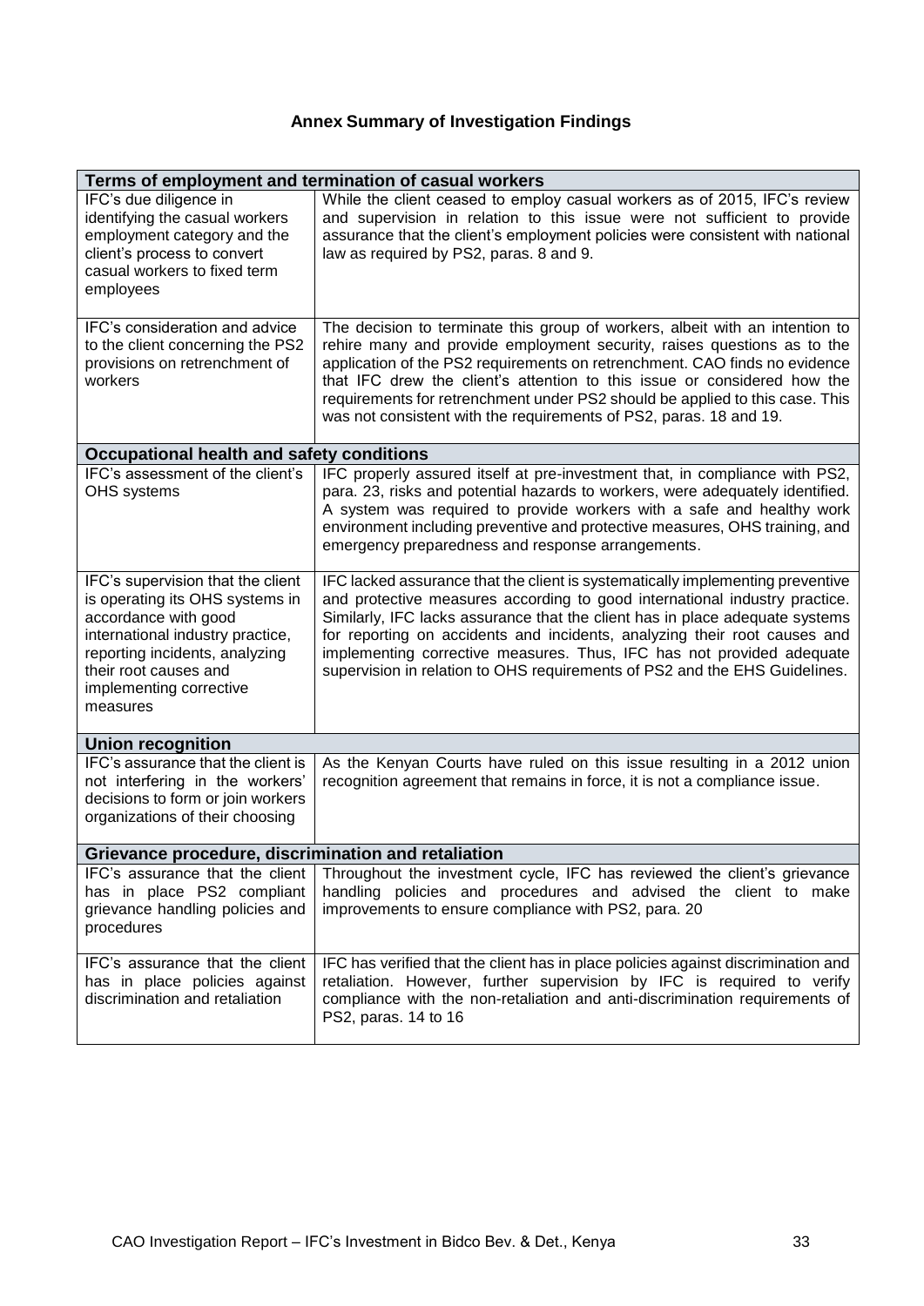## Annex Summary of Investigation Findings

| | |
|---|---|
| **Terms of employment and termination of casual workers** | |
| IFC's due diligence in identifying the casual workers employment category and the client's process to convert casual workers to fixed term employees | While the client ceased to employ casual workers as of 2015, IFC's review and supervision in relation to this issue were not sufficient to provide assurance that the client's employment policies were consistent with national law as required by PS2, paras. 8 and 9. |
| IFC's consideration and advice to the client concerning the PS2 provisions on retrenchment of workers | The decision to terminate this group of workers, albeit with an intention to rehire many and provide employment security, raises questions as to the application of the PS2 requirements on retrenchment. CAO finds no evidence that IFC drew the client's attention to this issue or considered how the requirements for retrenchment under PS2 should be applied to this case. This was not consistent with the requirements of PS2, paras. 18 and 19. |
| **Occupational health and safety conditions** | |
| IFC's assessment of the client's OHS systems | IFC properly assured itself at pre-investment that, in compliance with PS2, para. 23, risks and potential hazards to workers, were adequately identified. A system was required to provide workers with a safe and healthy work environment including preventive and protective measures, OHS training, and emergency preparedness and response arrangements. |
| IFC's supervision that the client is operating its OHS systems in accordance with good international industry practice, reporting incidents, analyzing their root causes and implementing corrective measures | IFC lacked assurance that the client is systematically implementing preventive and protective measures according to good international industry practice. Similarly, IFC lacks assurance that the client has in place adequate systems for reporting on accidents and incidents, analyzing their root causes and implementing corrective measures. Thus, IFC has not provided adequate supervision in relation to OHS requirements of PS2 and the EHS Guidelines. |
| **Union recognition** | |
| IFC's assurance that the client is not interfering in the workers' decisions to form or join workers organizations of their choosing | As the Kenyan Courts have ruled on this issue resulting in a 2012 union recognition agreement that remains in force, it is not a compliance issue. |
| **Grievance procedure, discrimination and retaliation** | |
| IFC's assurance that the client has in place PS2 compliant grievance handling policies and procedures | Throughout the investment cycle, IFC has reviewed the client's grievance handling policies and procedures and advised the client to make improvements to ensure compliance with PS2, para. 20 |
| IFC's assurance that the client has in place policies against discrimination and retaliation | IFC has verified that the client has in place policies against discrimination and retaliation. However, further supervision by IFC is required to verify compliance with the non-retaliation and anti-discrimination requirements of PS2, paras. 14 to 16 |